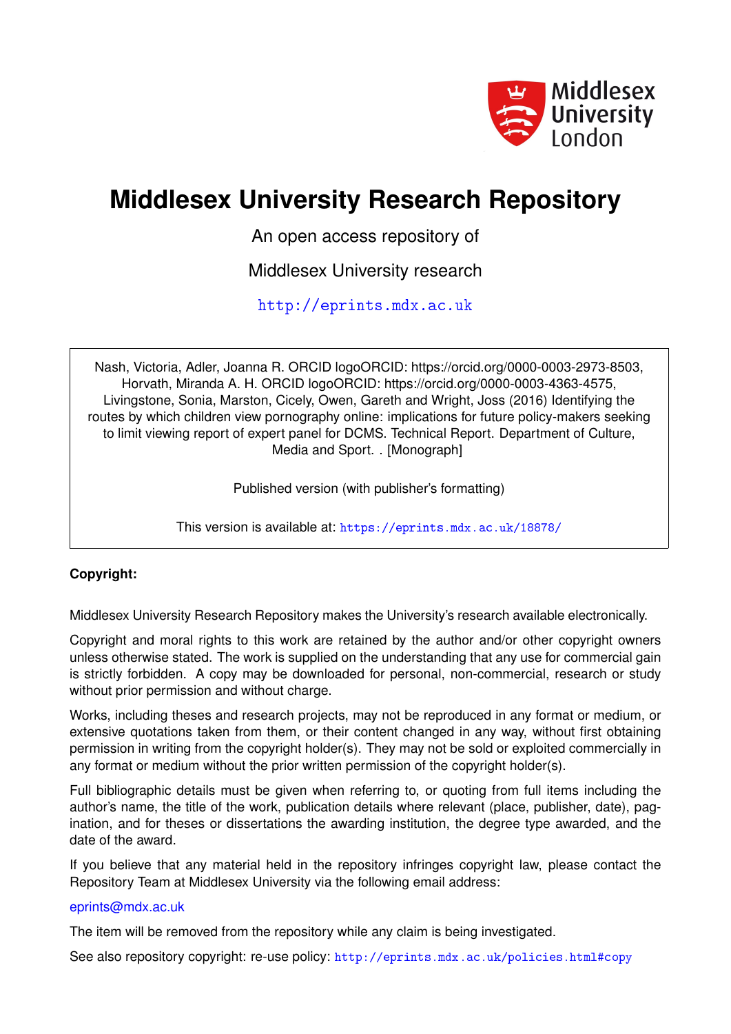Middlesex University London

# Middlesex University Research Repository

An open access repository of

Middlesex University research

http://eprints.mdx.ac.uk

Nash, Victoria, Adler, Joanna R. ORCID logoORCID: https://orcid.org/0000-0003-2973-8503, Horvath, Miranda A. H. ORCID logoORCID: https://orcid.org/0000-0003-4363-4575, Livingstone, Sonia, Marston, Cicely, Owen, Gareth and Wright, Joss (2016) Identifying the routes by which children view pornography online: implications for future policy-makers seeking to limit viewing report of expert panel for DCMS. Technical Report. Department of Culture, Media and Sport. . [Monograph]

Published version (with publisher's formatting)

This version is available at: https://eprints.mdx.ac.uk/18878/

**Copyright:**

Middlesex University Research Repository makes the University's research available electronically.

Copyright and moral rights to this work are retained by the author and/or other copyright owners unless otherwise stated. The work is supplied on the understanding that any use for commercial gain is strictly forbidden. A copy may be downloaded for personal, non-commercial, research or study without prior permission and without charge.

Works, including theses and research projects, may not be reproduced in any format or medium, or extensive quotations taken from them, or their content changed in any way, without first obtaining permission in writing from the copyright holder(s). They may not be sold or exploited commercially in any format or medium without the prior written permission of the copyright holder(s).

Full bibliographic details must be given when referring to, or quoting from full items including the author's name, the title of the work, publication details where relevant (place, publisher, date), pagination, and for theses or dissertations the awarding institution, the degree type awarded, and the date of the award.

If you believe that any material held in the repository infringes copyright law, please contact the Repository Team at Middlesex University via the following email address:

eprints@mdx.ac.uk

The item will be removed from the repository while any claim is being investigated.

See also repository copyright: re-use policy: http://eprints.mdx.ac.uk/policies.html#copy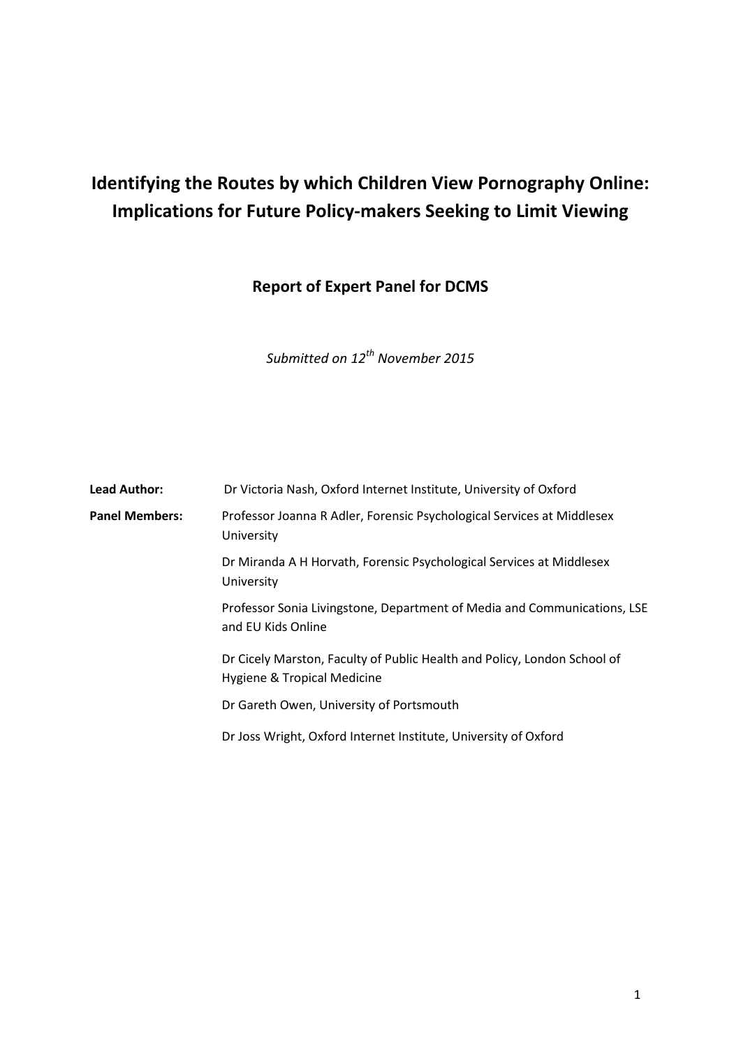# Identifying the Routes by which Children View Pornography Online: Implications for Future Policy-makers Seeking to Limit Viewing

## Report of Expert Panel for DCMS

*Submitted on 12th November 2015*

| | |
|---|---|
| **Lead Author:** | Dr Victoria Nash, Oxford Internet Institute, University of Oxford |
| **Panel Members:** | Professor Joanna R Adler, Forensic Psychological Services at Middlesex University |
| | Dr Miranda A H Horvath, Forensic Psychological Services at Middlesex University |
| | Professor Sonia Livingstone, Department of Media and Communications, LSE and EU Kids Online |
| | Dr Cicely Marston, Faculty of Public Health and Policy, London School of Hygiene & Tropical Medicine |
| | Dr Gareth Owen, University of Portsmouth |
| | Dr Joss Wright, Oxford Internet Institute, University of Oxford |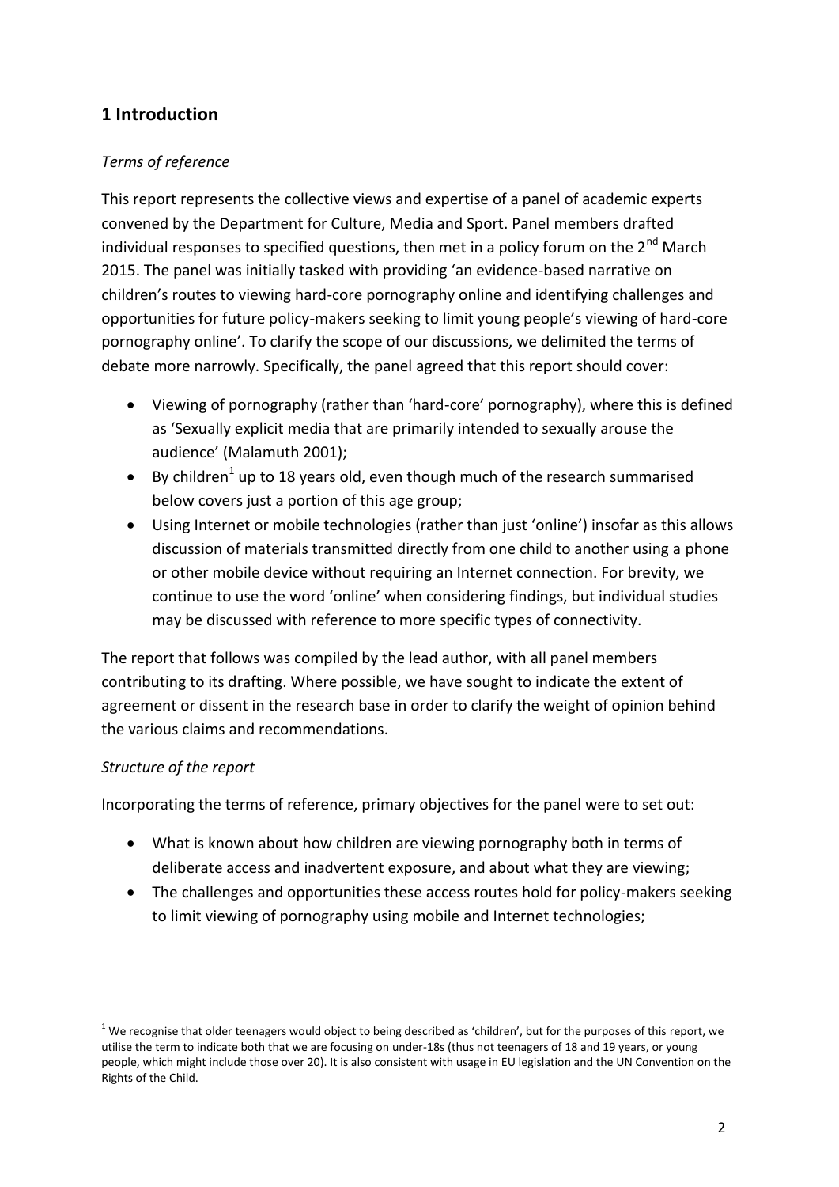## 1 Introduction

### *Terms of reference*

This report represents the collective views and expertise of a panel of academic experts convened by the Department for Culture, Media and Sport. Panel members drafted individual responses to specified questions, then met in a policy forum on the 2nd March 2015. The panel was initially tasked with providing 'an evidence-based narrative on children's routes to viewing hard-core pornography online and identifying challenges and opportunities for future policy-makers seeking to limit young people's viewing of hard-core pornography online'. To clarify the scope of our discussions, we delimited the terms of debate more narrowly. Specifically, the panel agreed that this report should cover:

- Viewing of pornography (rather than 'hard-core' pornography), where this is defined as 'Sexually explicit media that are primarily intended to sexually arouse the audience' (Malamuth 2001);
- By children[1] up to 18 years old, even though much of the research summarised below covers just a portion of this age group;
- Using Internet or mobile technologies (rather than just 'online') insofar as this allows discussion of materials transmitted directly from one child to another using a phone or other mobile device without requiring an Internet connection. For brevity, we continue to use the word 'online' when considering findings, but individual studies may be discussed with reference to more specific types of connectivity.

The report that follows was compiled by the lead author, with all panel members contributing to its drafting. Where possible, we have sought to indicate the extent of agreement or dissent in the research base in order to clarify the weight of opinion behind the various claims and recommendations.

### *Structure of the report*

Incorporating the terms of reference, primary objectives for the panel were to set out:

- What is known about how children are viewing pornography both in terms of deliberate access and inadvertent exposure, and about what they are viewing;
- The challenges and opportunities these access routes hold for policy-makers seeking to limit viewing of pornography using mobile and Internet technologies;

[1] We recognise that older teenagers would object to being described as 'children', but for the purposes of this report, we utilise the term to indicate both that we are focusing on under-18s (thus not teenagers of 18 and 19 years, or young people, which might include those over 20). It is also consistent with usage in EU legislation and the UN Convention on the Rights of the Child.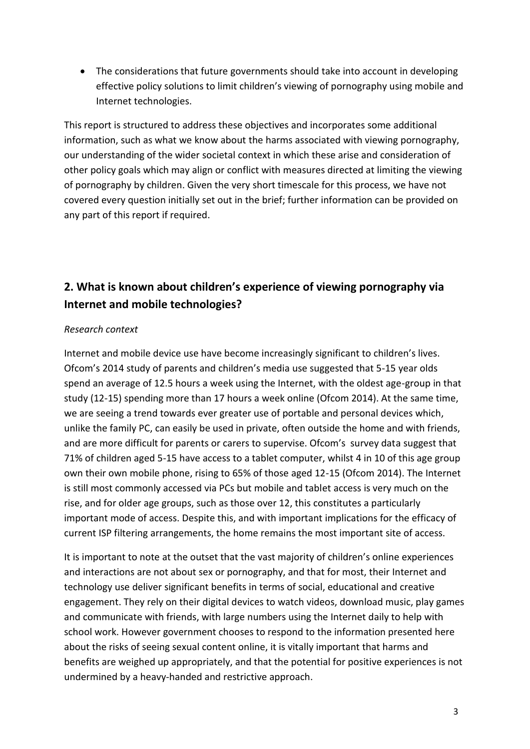- The considerations that future governments should take into account in developing effective policy solutions to limit children's viewing of pornography using mobile and Internet technologies.

This report is structured to address these objectives and incorporates some additional information, such as what we know about the harms associated with viewing pornography, our understanding of the wider societal context in which these arise and consideration of other policy goals which may align or conflict with measures directed at limiting the viewing of pornography by children. Given the very short timescale for this process, we have not covered every question initially set out in the brief; further information can be provided on any part of this report if required.

## 2. What is known about children's experience of viewing pornography via Internet and mobile technologies?

*Research context*

Internet and mobile device use have become increasingly significant to children's lives. Ofcom's 2014 study of parents and children's media use suggested that 5-15 year olds spend an average of 12.5 hours a week using the Internet, with the oldest age-group in that study (12-15) spending more than 17 hours a week online (Ofcom 2014). At the same time, we are seeing a trend towards ever greater use of portable and personal devices which, unlike the family PC, can easily be used in private, often outside the home and with friends, and are more difficult for parents or carers to supervise. Ofcom's survey data suggest that 71% of children aged 5-15 have access to a tablet computer, whilst 4 in 10 of this age group own their own mobile phone, rising to 65% of those aged 12-15 (Ofcom 2014). The Internet is still most commonly accessed via PCs but mobile and tablet access is very much on the rise, and for older age groups, such as those over 12, this constitutes a particularly important mode of access. Despite this, and with important implications for the efficacy of current ISP filtering arrangements, the home remains the most important site of access.

It is important to note at the outset that the vast majority of children's online experiences and interactions are not about sex or pornography, and that for most, their Internet and technology use deliver significant benefits in terms of social, educational and creative engagement. They rely on their digital devices to watch videos, download music, play games and communicate with friends, with large numbers using the Internet daily to help with school work. However government chooses to respond to the information presented here about the risks of seeing sexual content online, it is vitally important that harms and benefits are weighed up appropriately, and that the potential for positive experiences is not undermined by a heavy-handed and restrictive approach.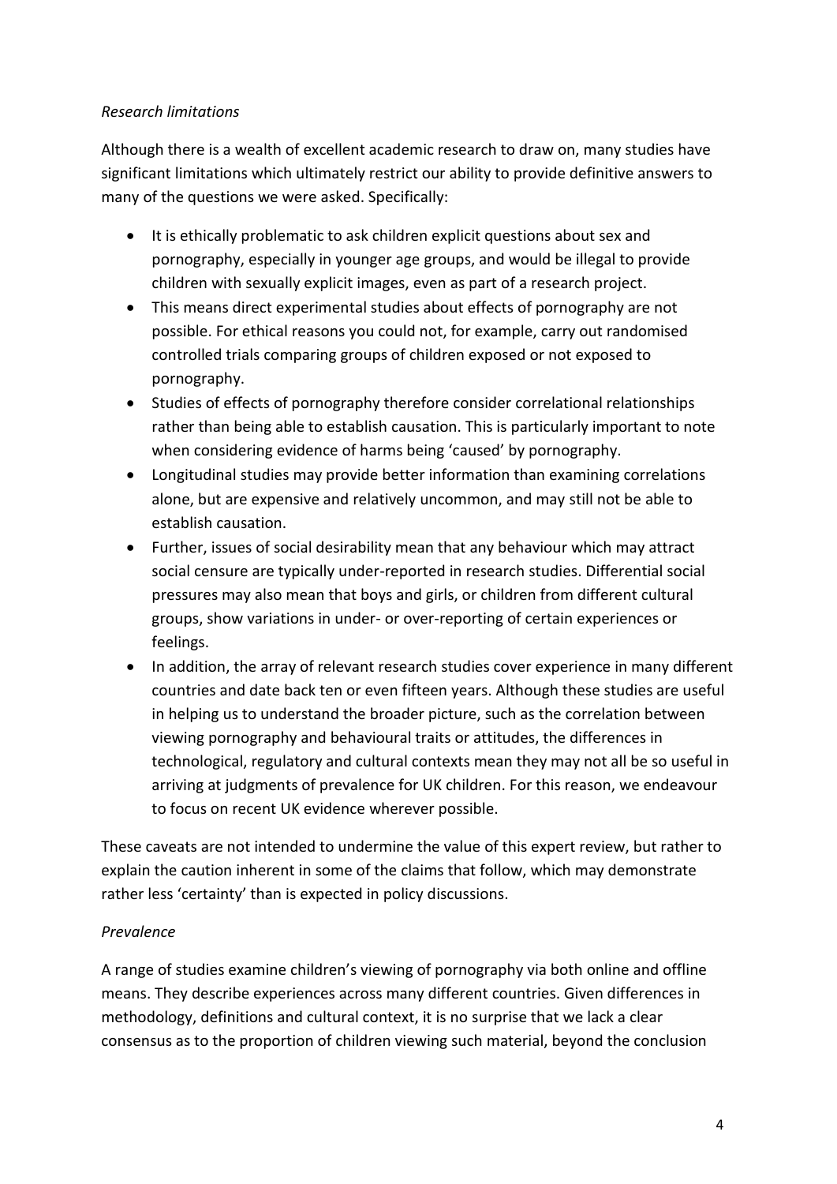*Research limitations*

Although there is a wealth of excellent academic research to draw on, many studies have significant limitations which ultimately restrict our ability to provide definitive answers to many of the questions we were asked. Specifically:

- It is ethically problematic to ask children explicit questions about sex and pornography, especially in younger age groups, and would be illegal to provide children with sexually explicit images, even as part of a research project.
- This means direct experimental studies about effects of pornography are not possible. For ethical reasons you could not, for example, carry out randomised controlled trials comparing groups of children exposed or not exposed to pornography.
- Studies of effects of pornography therefore consider correlational relationships rather than being able to establish causation. This is particularly important to note when considering evidence of harms being 'caused' by pornography.
- Longitudinal studies may provide better information than examining correlations alone, but are expensive and relatively uncommon, and may still not be able to establish causation.
- Further, issues of social desirability mean that any behaviour which may attract social censure are typically under-reported in research studies. Differential social pressures may also mean that boys and girls, or children from different cultural groups, show variations in under- or over-reporting of certain experiences or feelings.
- In addition, the array of relevant research studies cover experience in many different countries and date back ten or even fifteen years. Although these studies are useful in helping us to understand the broader picture, such as the correlation between viewing pornography and behavioural traits or attitudes, the differences in technological, regulatory and cultural contexts mean they may not all be so useful in arriving at judgments of prevalence for UK children. For this reason, we endeavour to focus on recent UK evidence wherever possible.

These caveats are not intended to undermine the value of this expert review, but rather to explain the caution inherent in some of the claims that follow, which may demonstrate rather less 'certainty' than is expected in policy discussions.

*Prevalence*

A range of studies examine children's viewing of pornography via both online and offline means. They describe experiences across many different countries. Given differences in methodology, definitions and cultural context, it is no surprise that we lack a clear consensus as to the proportion of children viewing such material, beyond the conclusion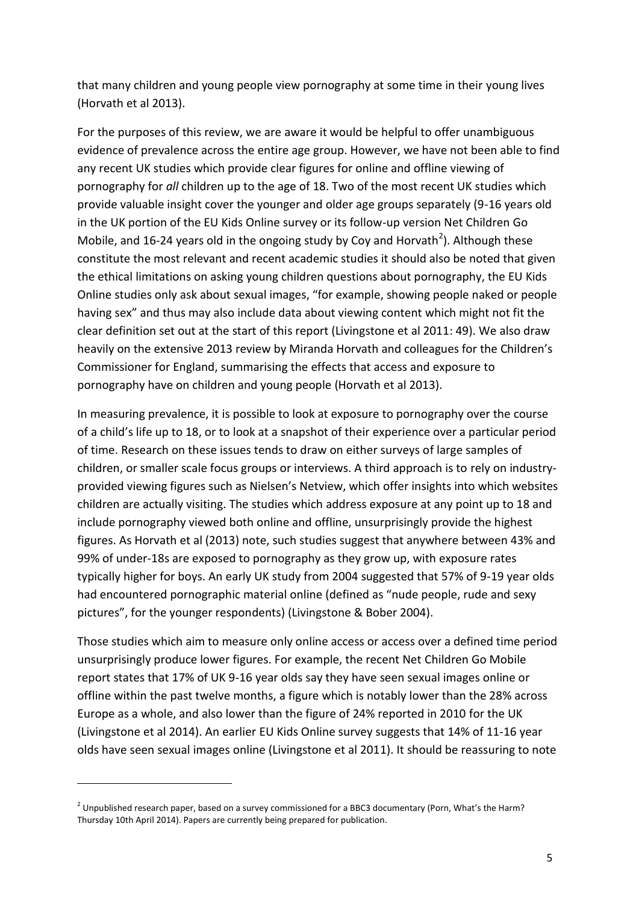that many children and young people view pornography at some time in their young lives (Horvath et al 2013).

For the purposes of this review, we are aware it would be helpful to offer unambiguous evidence of prevalence across the entire age group. However, we have not been able to find any recent UK studies which provide clear figures for online and offline viewing of pornography for *all* children up to the age of 18. Two of the most recent UK studies which provide valuable insight cover the younger and older age groups separately (9-16 years old in the UK portion of the EU Kids Online survey or its follow-up version Net Children Go Mobile, and 16-24 years old in the ongoing study by Coy and Horvath[2]). Although these constitute the most relevant and recent academic studies it should also be noted that given the ethical limitations on asking young children questions about pornography, the EU Kids Online studies only ask about sexual images, "for example, showing people naked or people having sex" and thus may also include data about viewing content which might not fit the clear definition set out at the start of this report (Livingstone et al 2011: 49). We also draw heavily on the extensive 2013 review by Miranda Horvath and colleagues for the Children's Commissioner for England, summarising the effects that access and exposure to pornography have on children and young people (Horvath et al 2013).

In measuring prevalence, it is possible to look at exposure to pornography over the course of a child's life up to 18, or to look at a snapshot of their experience over a particular period of time. Research on these issues tends to draw on either surveys of large samples of children, or smaller scale focus groups or interviews. A third approach is to rely on industry-provided viewing figures such as Nielsen's Netview, which offer insights into which websites children are actually visiting. The studies which address exposure at any point up to 18 and include pornography viewed both online and offline, unsurprisingly provide the highest figures. As Horvath et al (2013) note, such studies suggest that anywhere between 43% and 99% of under-18s are exposed to pornography as they grow up, with exposure rates typically higher for boys. An early UK study from 2004 suggested that 57% of 9-19 year olds had encountered pornographic material online (defined as "nude people, rude and sexy pictures", for the younger respondents) (Livingstone & Bober 2004).

Those studies which aim to measure only online access or access over a defined time period unsurprisingly produce lower figures. For example, the recent Net Children Go Mobile report states that 17% of UK 9-16 year olds say they have seen sexual images online or offline within the past twelve months, a figure which is notably lower than the 28% across Europe as a whole, and also lower than the figure of 24% reported in 2010 for the UK (Livingstone et al 2014). An earlier EU Kids Online survey suggests that 14% of 11-16 year olds have seen sexual images online (Livingstone et al 2011). It should be reassuring to note

[2] Unpublished research paper, based on a survey commissioned for a BBC3 documentary (Porn, What's the Harm? Thursday 10th April 2014). Papers are currently being prepared for publication.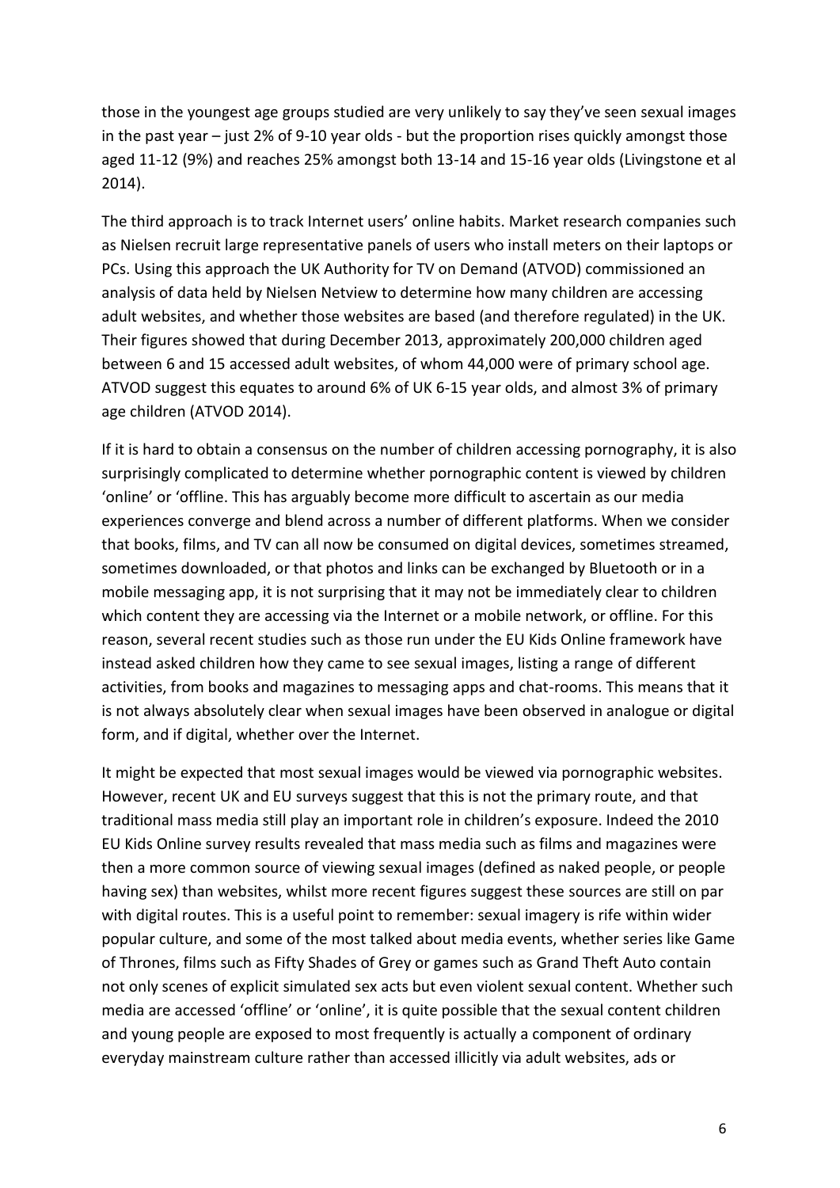those in the youngest age groups studied are very unlikely to say they've seen sexual images in the past year – just 2% of 9-10 year olds - but the proportion rises quickly amongst those aged 11-12 (9%) and reaches 25% amongst both 13-14 and 15-16 year olds (Livingstone et al 2014).

The third approach is to track Internet users' online habits. Market research companies such as Nielsen recruit large representative panels of users who install meters on their laptops or PCs. Using this approach the UK Authority for TV on Demand (ATVOD) commissioned an analysis of data held by Nielsen Netview to determine how many children are accessing adult websites, and whether those websites are based (and therefore regulated) in the UK. Their figures showed that during December 2013, approximately 200,000 children aged between 6 and 15 accessed adult websites, of whom 44,000 were of primary school age. ATVOD suggest this equates to around 6% of UK 6-15 year olds, and almost 3% of primary age children (ATVOD 2014).

If it is hard to obtain a consensus on the number of children accessing pornography, it is also surprisingly complicated to determine whether pornographic content is viewed by children 'online' or 'offline. This has arguably become more difficult to ascertain as our media experiences converge and blend across a number of different platforms. When we consider that books, films, and TV can all now be consumed on digital devices, sometimes streamed, sometimes downloaded, or that photos and links can be exchanged by Bluetooth or in a mobile messaging app, it is not surprising that it may not be immediately clear to children which content they are accessing via the Internet or a mobile network, or offline. For this reason, several recent studies such as those run under the EU Kids Online framework have instead asked children how they came to see sexual images, listing a range of different activities, from books and magazines to messaging apps and chat-rooms. This means that it is not always absolutely clear when sexual images have been observed in analogue or digital form, and if digital, whether over the Internet.

It might be expected that most sexual images would be viewed via pornographic websites. However, recent UK and EU surveys suggest that this is not the primary route, and that traditional mass media still play an important role in children's exposure. Indeed the 2010 EU Kids Online survey results revealed that mass media such as films and magazines were then a more common source of viewing sexual images (defined as naked people, or people having sex) than websites, whilst more recent figures suggest these sources are still on par with digital routes. This is a useful point to remember: sexual imagery is rife within wider popular culture, and some of the most talked about media events, whether series like Game of Thrones, films such as Fifty Shades of Grey or games such as Grand Theft Auto contain not only scenes of explicit simulated sex acts but even violent sexual content. Whether such media are accessed 'offline' or 'online', it is quite possible that the sexual content children and young people are exposed to most frequently is actually a component of ordinary everyday mainstream culture rather than accessed illicitly via adult websites, ads or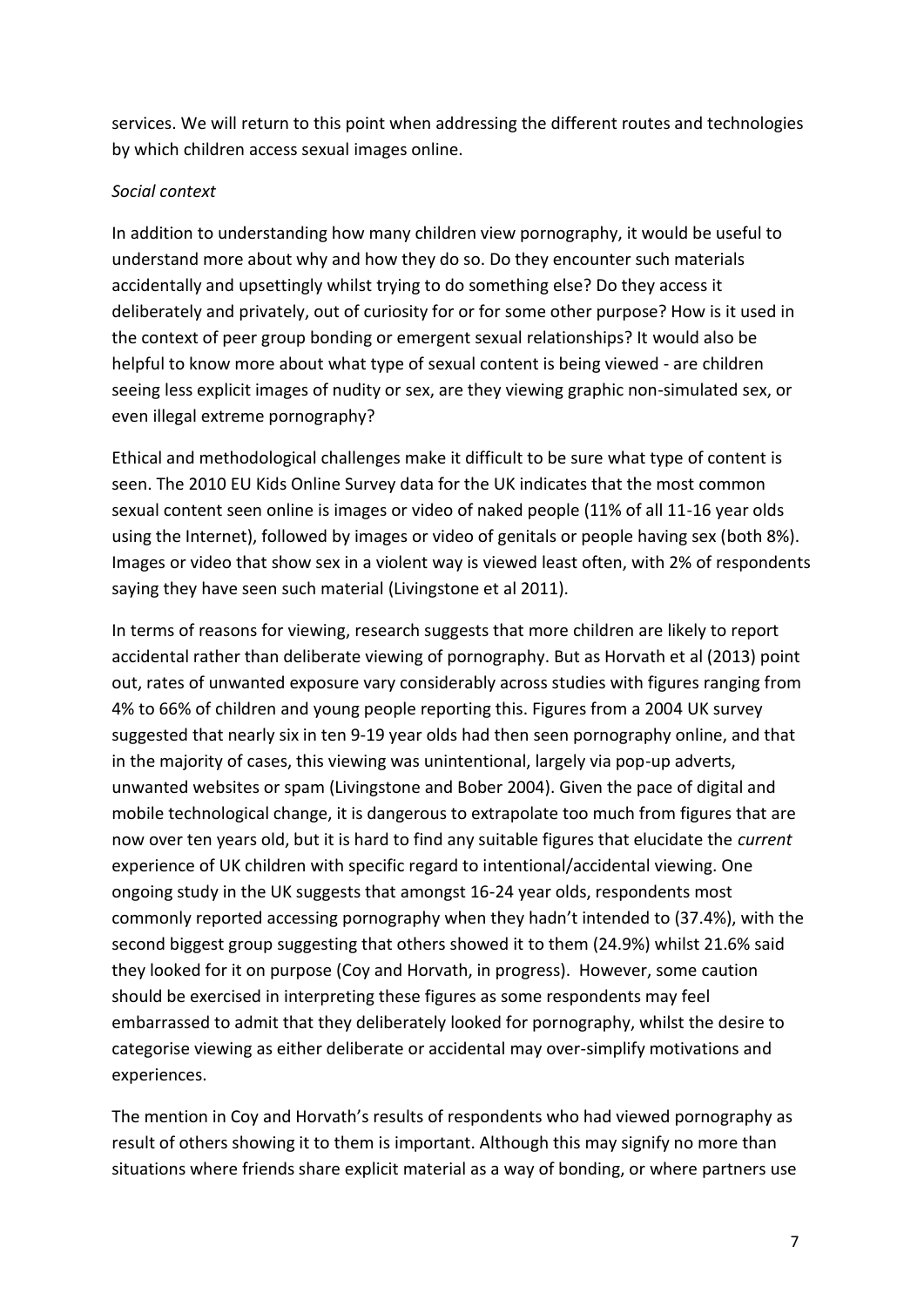services. We will return to this point when addressing the different routes and technologies by which children access sexual images online.

*Social context*

In addition to understanding how many children view pornography, it would be useful to understand more about why and how they do so. Do they encounter such materials accidentally and upsettingly whilst trying to do something else? Do they access it deliberately and privately, out of curiosity for or for some other purpose? How is it used in the context of peer group bonding or emergent sexual relationships? It would also be helpful to know more about what type of sexual content is being viewed - are children seeing less explicit images of nudity or sex, are they viewing graphic non-simulated sex, or even illegal extreme pornography?

Ethical and methodological challenges make it difficult to be sure what type of content is seen. The 2010 EU Kids Online Survey data for the UK indicates that the most common sexual content seen online is images or video of naked people (11% of all 11-16 year olds using the Internet), followed by images or video of genitals or people having sex (both 8%). Images or video that show sex in a violent way is viewed least often, with 2% of respondents saying they have seen such material (Livingstone et al 2011).

In terms of reasons for viewing, research suggests that more children are likely to report accidental rather than deliberate viewing of pornography. But as Horvath et al (2013) point out, rates of unwanted exposure vary considerably across studies with figures ranging from 4% to 66% of children and young people reporting this. Figures from a 2004 UK survey suggested that nearly six in ten 9-19 year olds had then seen pornography online, and that in the majority of cases, this viewing was unintentional, largely via pop-up adverts, unwanted websites or spam (Livingstone and Bober 2004). Given the pace of digital and mobile technological change, it is dangerous to extrapolate too much from figures that are now over ten years old, but it is hard to find any suitable figures that elucidate the *current* experience of UK children with specific regard to intentional/accidental viewing. One ongoing study in the UK suggests that amongst 16-24 year olds, respondents most commonly reported accessing pornography when they hadn't intended to (37.4%), with the second biggest group suggesting that others showed it to them (24.9%) whilst 21.6% said they looked for it on purpose (Coy and Horvath, in progress). However, some caution should be exercised in interpreting these figures as some respondents may feel embarrassed to admit that they deliberately looked for pornography, whilst the desire to categorise viewing as either deliberate or accidental may over-simplify motivations and experiences.

The mention in Coy and Horvath's results of respondents who had viewed pornography as result of others showing it to them is important. Although this may signify no more than situations where friends share explicit material as a way of bonding, or where partners use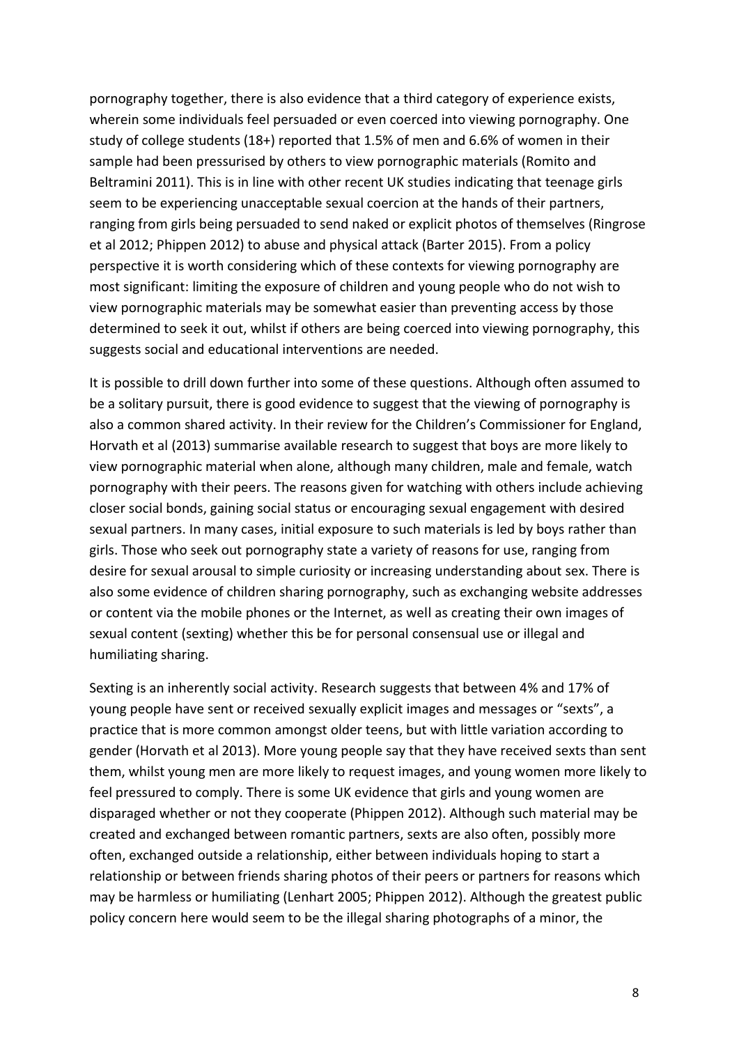pornography together, there is also evidence that a third category of experience exists, wherein some individuals feel persuaded or even coerced into viewing pornography. One study of college students (18+) reported that 1.5% of men and 6.6% of women in their sample had been pressurised by others to view pornographic materials (Romito and Beltramini 2011). This is in line with other recent UK studies indicating that teenage girls seem to be experiencing unacceptable sexual coercion at the hands of their partners, ranging from girls being persuaded to send naked or explicit photos of themselves (Ringrose et al 2012; Phippen 2012) to abuse and physical attack (Barter 2015). From a policy perspective it is worth considering which of these contexts for viewing pornography are most significant: limiting the exposure of children and young people who do not wish to view pornographic materials may be somewhat easier than preventing access by those determined to seek it out, whilst if others are being coerced into viewing pornography, this suggests social and educational interventions are needed.

It is possible to drill down further into some of these questions. Although often assumed to be a solitary pursuit, there is good evidence to suggest that the viewing of pornography is also a common shared activity. In their review for the Children's Commissioner for England, Horvath et al (2013) summarise available research to suggest that boys are more likely to view pornographic material when alone, although many children, male and female, watch pornography with their peers. The reasons given for watching with others include achieving closer social bonds, gaining social status or encouraging sexual engagement with desired sexual partners. In many cases, initial exposure to such materials is led by boys rather than girls. Those who seek out pornography state a variety of reasons for use, ranging from desire for sexual arousal to simple curiosity or increasing understanding about sex. There is also some evidence of children sharing pornography, such as exchanging website addresses or content via the mobile phones or the Internet, as well as creating their own images of sexual content (sexting) whether this be for personal consensual use or illegal and humiliating sharing.

Sexting is an inherently social activity. Research suggests that between 4% and 17% of young people have sent or received sexually explicit images and messages or "sexts", a practice that is more common amongst older teens, but with little variation according to gender (Horvath et al 2013). More young people say that they have received sexts than sent them, whilst young men are more likely to request images, and young women more likely to feel pressured to comply. There is some UK evidence that girls and young women are disparaged whether or not they cooperate (Phippen 2012). Although such material may be created and exchanged between romantic partners, sexts are also often, possibly more often, exchanged outside a relationship, either between individuals hoping to start a relationship or between friends sharing photos of their peers or partners for reasons which may be harmless or humiliating (Lenhart 2005; Phippen 2012). Although the greatest public policy concern here would seem to be the illegal sharing photographs of a minor, the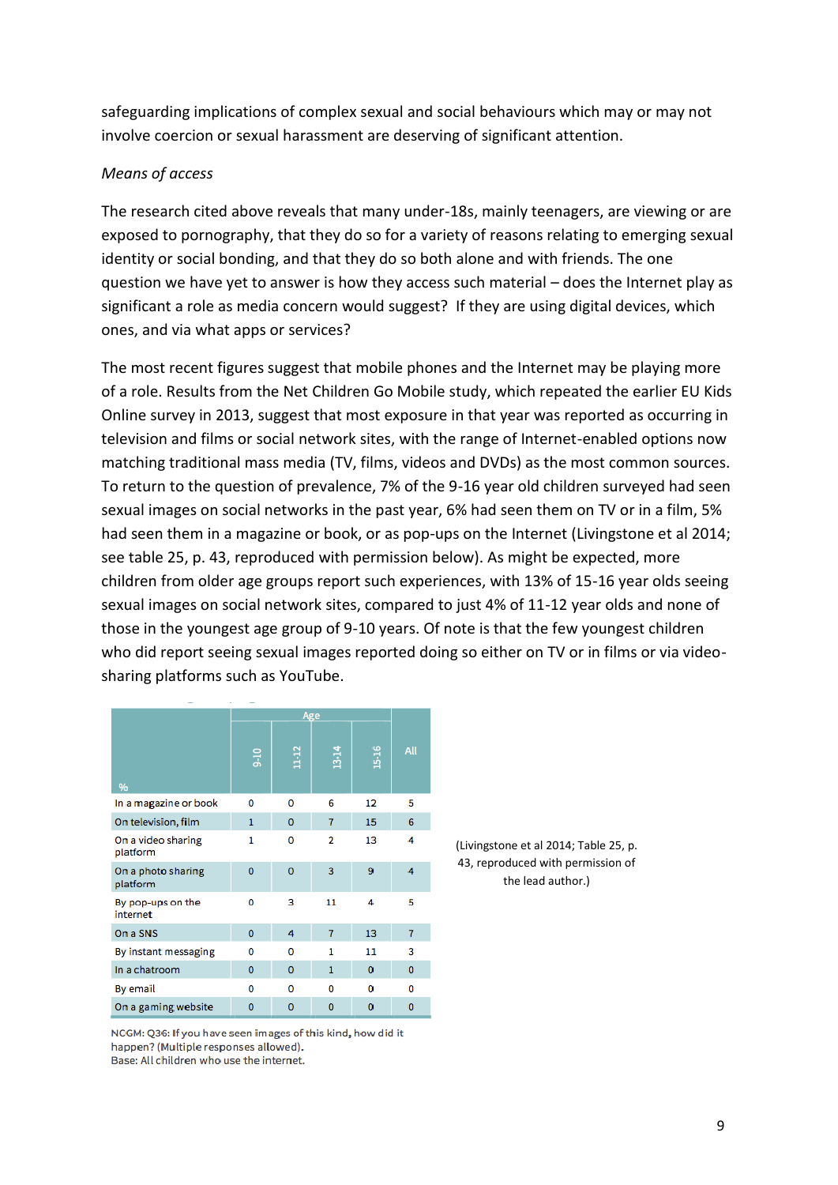safeguarding implications of complex sexual and social behaviours which may or may not involve coercion or sexual harassment are deserving of significant attention.

*Means of access*

The research cited above reveals that many under-18s, mainly teenagers, are viewing or are exposed to pornography, that they do so for a variety of reasons relating to emerging sexual identity or social bonding, and that they do so both alone and with friends. The one question we have yet to answer is how they access such material – does the Internet play as significant a role as media concern would suggest? If they are using digital devices, which ones, and via what apps or services?

The most recent figures suggest that mobile phones and the Internet may be playing more of a role. Results from the Net Children Go Mobile study, which repeated the earlier EU Kids Online survey in 2013, suggest that most exposure in that year was reported as occurring in television and films or social network sites, with the range of Internet-enabled options now matching traditional mass media (TV, films, videos and DVDs) as the most common sources. To return to the question of prevalence, 7% of the 9-16 year old children surveyed had seen sexual images on social networks in the past year, 6% had seen them on TV or in a film, 5% had seen them in a magazine or book, or as pop-ups on the Internet (Livingstone et al 2014; see table 25, p. 43, reproduced with permission below). As might be expected, more children from older age groups report such experiences, with 13% of 15-16 year olds seeing sexual images on social network sites, compared to just 4% of 11-12 year olds and none of those in the youngest age group of 9-10 years. Of note is that the few youngest children who did report seeing sexual images reported doing so either on TV or in films or via video-sharing platforms such as YouTube.

| % | Age | | | | All |
|---|---|---|---|---|---|
| | 9-10 | 11-12 | 13-14 | 15-16 | |
| In a magazine or book | 0 | 0 | 6 | 12 | 5 |
| On television, film | 1 | 0 | 7 | 15 | 6 |
| On a video sharing platform | 1 | 0 | 2 | 13 | 4 |
| On a photo sharing platform | 0 | 0 | 3 | 9 | 4 |
| By pop-ups on the internet | 0 | 3 | 11 | 4 | 5 |
| On a SNS | 0 | 4 | 7 | 13 | 7 |
| By instant messaging | 0 | 0 | 1 | 11 | 3 |
| In a chatroom | 0 | 0 | 1 | 0 | 0 |
| By email | 0 | 0 | 0 | 0 | 0 |
| On a gaming website | 0 | 0 | 0 | 0 | 0 |

NCGM: Q36: If you have seen images of this kind, how did it happen? (Multiple responses allowed).
Base: All children who use the internet.

(Livingstone et al 2014; Table 25, p. 43, reproduced with permission of the lead author.)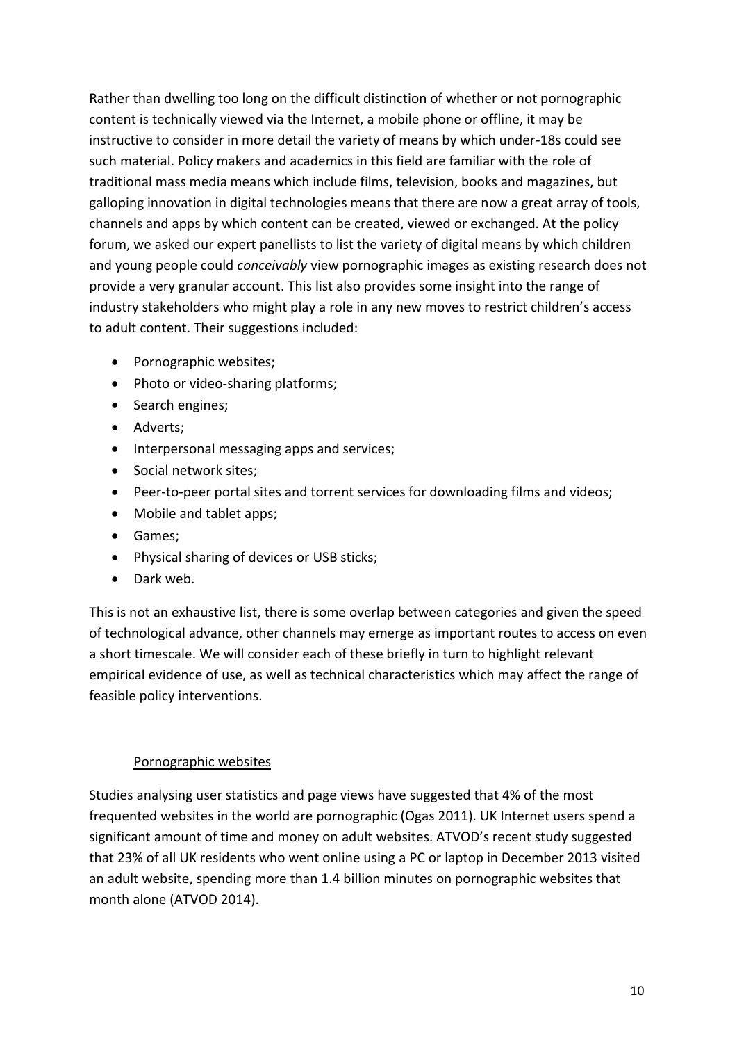Rather than dwelling too long on the difficult distinction of whether or not pornographic content is technically viewed via the Internet, a mobile phone or offline, it may be instructive to consider in more detail the variety of means by which under-18s could see such material. Policy makers and academics in this field are familiar with the role of traditional mass media means which include films, television, books and magazines, but galloping innovation in digital technologies means that there are now a great array of tools, channels and apps by which content can be created, viewed or exchanged. At the policy forum, we asked our expert panellists to list the variety of digital means by which children and young people could *conceivably* view pornographic images as existing research does not provide a very granular account. This list also provides some insight into the range of industry stakeholders who might play a role in any new moves to restrict children's access to adult content. Their suggestions included:

- Pornographic websites;
- Photo or video-sharing platforms;
- Search engines;
- Adverts;
- Interpersonal messaging apps and services;
- Social network sites;
- Peer-to-peer portal sites and torrent services for downloading films and videos;
- Mobile and tablet apps;
- Games;
- Physical sharing of devices or USB sticks;
- Dark web.

This is not an exhaustive list, there is some overlap between categories and given the speed of technological advance, other channels may emerge as important routes to access on even a short timescale. We will consider each of these briefly in turn to highlight relevant empirical evidence of use, as well as technical characteristics which may affect the range of feasible policy interventions.

### Pornographic websites

Studies analysing user statistics and page views have suggested that 4% of the most frequented websites in the world are pornographic (Ogas 2011). UK Internet users spend a significant amount of time and money on adult websites. ATVOD's recent study suggested that 23% of all UK residents who went online using a PC or laptop in December 2013 visited an adult website, spending more than 1.4 billion minutes on pornographic websites that month alone (ATVOD 2014).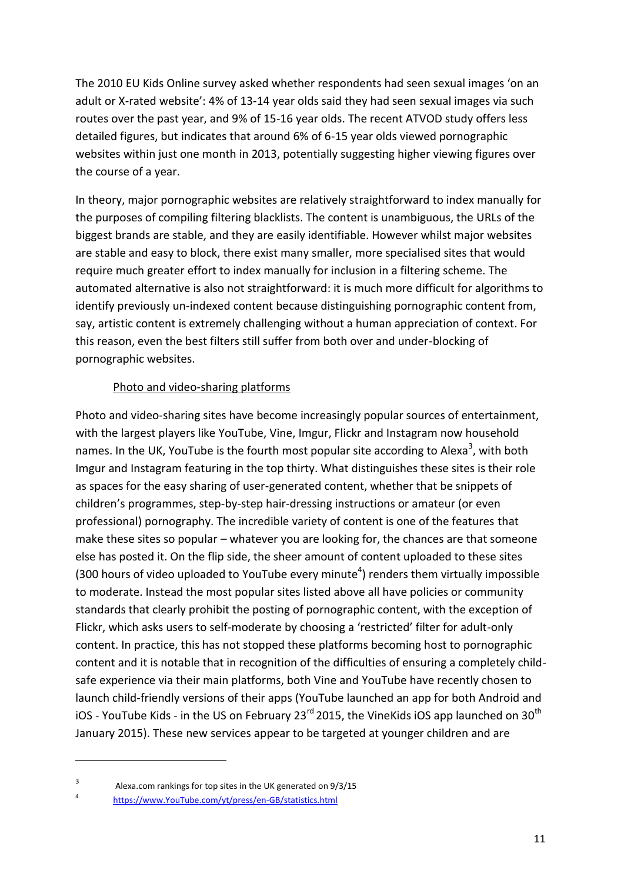The 2010 EU Kids Online survey asked whether respondents had seen sexual images 'on an adult or X-rated website': 4% of 13-14 year olds said they had seen sexual images via such routes over the past year, and 9% of 15-16 year olds. The recent ATVOD study offers less detailed figures, but indicates that around 6% of 6-15 year olds viewed pornographic websites within just one month in 2013, potentially suggesting higher viewing figures over the course of a year.

In theory, major pornographic websites are relatively straightforward to index manually for the purposes of compiling filtering blacklists. The content is unambiguous, the URLs of the biggest brands are stable, and they are easily identifiable. However whilst major websites are stable and easy to block, there exist many smaller, more specialised sites that would require much greater effort to index manually for inclusion in a filtering scheme. The automated alternative is also not straightforward: it is much more difficult for algorithms to identify previously un-indexed content because distinguishing pornographic content from, say, artistic content is extremely challenging without a human appreciation of context. For this reason, even the best filters still suffer from both over and under-blocking of pornographic websites.

### Photo and video-sharing platforms

Photo and video-sharing sites have become increasingly popular sources of entertainment, with the largest players like YouTube, Vine, Imgur, Flickr and Instagram now household names. In the UK, YouTube is the fourth most popular site according to Alexa[3], with both Imgur and Instagram featuring in the top thirty. What distinguishes these sites is their role as spaces for the easy sharing of user-generated content, whether that be snippets of children's programmes, step-by-step hair-dressing instructions or amateur (or even professional) pornography. The incredible variety of content is one of the features that make these sites so popular – whatever you are looking for, the chances are that someone else has posted it. On the flip side, the sheer amount of content uploaded to these sites (300 hours of video uploaded to YouTube every minute[4]) renders them virtually impossible to moderate. Instead the most popular sites listed above all have policies or community standards that clearly prohibit the posting of pornographic content, with the exception of Flickr, which asks users to self-moderate by choosing a 'restricted' filter for adult-only content. In practice, this has not stopped these platforms becoming host to pornographic content and it is notable that in recognition of the difficulties of ensuring a completely child-safe experience via their main platforms, both Vine and YouTube have recently chosen to launch child-friendly versions of their apps (YouTube launched an app for both Android and iOS - YouTube Kids - in the US on February 23rd 2015, the VineKids iOS app launched on 30th January 2015). These new services appear to be targeted at younger children and are

---

[3] Alexa.com rankings for top sites in the UK generated on 9/3/15

[4] https://www.YouTube.com/yt/press/en-GB/statistics.html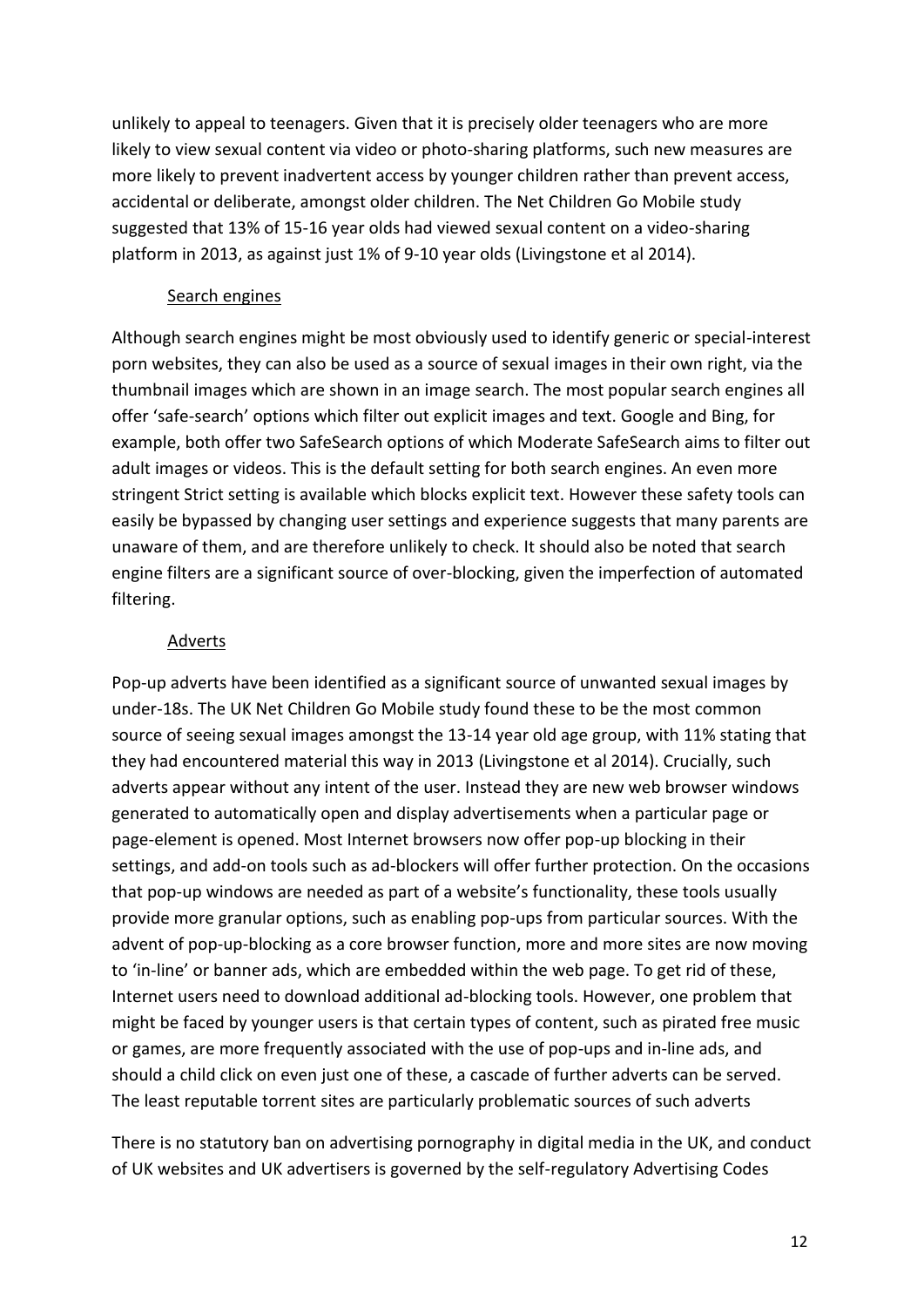unlikely to appeal to teenagers. Given that it is precisely older teenagers who are more likely to view sexual content via video or photo-sharing platforms, such new measures are more likely to prevent inadvertent access by younger children rather than prevent access, accidental or deliberate, amongst older children. The Net Children Go Mobile study suggested that 13% of 15-16 year olds had viewed sexual content on a video-sharing platform in 2013, as against just 1% of 9-10 year olds (Livingstone et al 2014).

### Search engines

Although search engines might be most obviously used to identify generic or special-interest porn websites, they can also be used as a source of sexual images in their own right, via the thumbnail images which are shown in an image search. The most popular search engines all offer 'safe-search' options which filter out explicit images and text. Google and Bing, for example, both offer two SafeSearch options of which Moderate SafeSearch aims to filter out adult images or videos. This is the default setting for both search engines. An even more stringent Strict setting is available which blocks explicit text. However these safety tools can easily be bypassed by changing user settings and experience suggests that many parents are unaware of them, and are therefore unlikely to check. It should also be noted that search engine filters are a significant source of over-blocking, given the imperfection of automated filtering.

### Adverts

Pop-up adverts have been identified as a significant source of unwanted sexual images by under-18s. The UK Net Children Go Mobile study found these to be the most common source of seeing sexual images amongst the 13-14 year old age group, with 11% stating that they had encountered material this way in 2013 (Livingstone et al 2014). Crucially, such adverts appear without any intent of the user. Instead they are new web browser windows generated to automatically open and display advertisements when a particular page or page-element is opened. Most Internet browsers now offer pop-up blocking in their settings, and add-on tools such as ad-blockers will offer further protection. On the occasions that pop-up windows are needed as part of a website's functionality, these tools usually provide more granular options, such as enabling pop-ups from particular sources. With the advent of pop-up-blocking as a core browser function, more and more sites are now moving to 'in-line' or banner ads, which are embedded within the web page. To get rid of these, Internet users need to download additional ad-blocking tools. However, one problem that might be faced by younger users is that certain types of content, such as pirated free music or games, are more frequently associated with the use of pop-ups and in-line ads, and should a child click on even just one of these, a cascade of further adverts can be served. The least reputable torrent sites are particularly problematic sources of such adverts

There is no statutory ban on advertising pornography in digital media in the UK, and conduct of UK websites and UK advertisers is governed by the self-regulatory Advertising Codes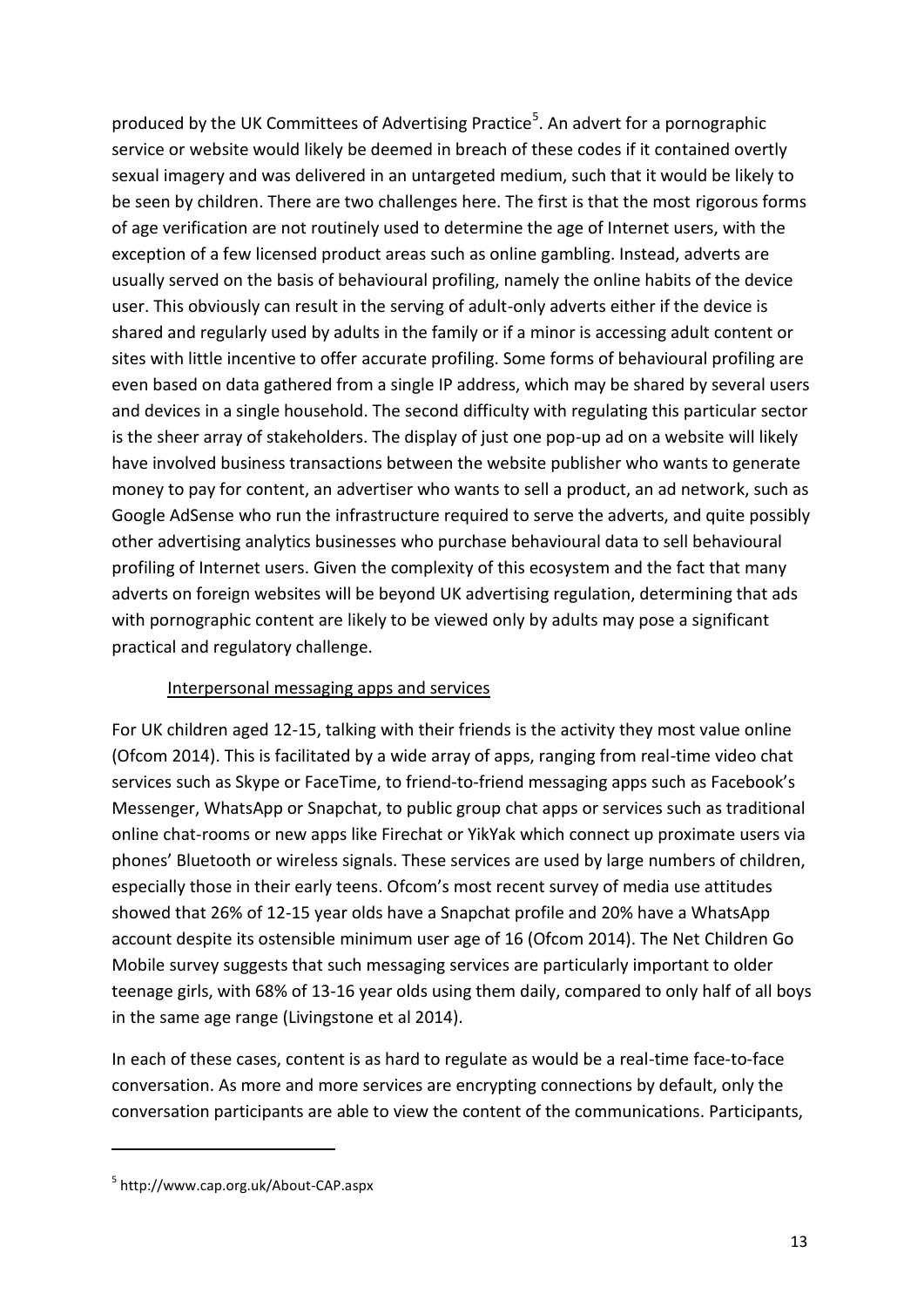produced by the UK Committees of Advertising Practice[5]. An advert for a pornographic service or website would likely be deemed in breach of these codes if it contained overtly sexual imagery and was delivered in an untargeted medium, such that it would be likely to be seen by children. There are two challenges here. The first is that the most rigorous forms of age verification are not routinely used to determine the age of Internet users, with the exception of a few licensed product areas such as online gambling. Instead, adverts are usually served on the basis of behavioural profiling, namely the online habits of the device user. This obviously can result in the serving of adult-only adverts either if the device is shared and regularly used by adults in the family or if a minor is accessing adult content or sites with little incentive to offer accurate profiling. Some forms of behavioural profiling are even based on data gathered from a single IP address, which may be shared by several users and devices in a single household. The second difficulty with regulating this particular sector is the sheer array of stakeholders. The display of just one pop-up ad on a website will likely have involved business transactions between the website publisher who wants to generate money to pay for content, an advertiser who wants to sell a product, an ad network, such as Google AdSense who run the infrastructure required to serve the adverts, and quite possibly other advertising analytics businesses who purchase behavioural data to sell behavioural profiling of Internet users. Given the complexity of this ecosystem and the fact that many adverts on foreign websites will be beyond UK advertising regulation, determining that ads with pornographic content are likely to be viewed only by adults may pose a significant practical and regulatory challenge.

<u>Interpersonal messaging apps and services</u>

For UK children aged 12-15, talking with their friends is the activity they most value online (Ofcom 2014). This is facilitated by a wide array of apps, ranging from real-time video chat services such as Skype or FaceTime, to friend-to-friend messaging apps such as Facebook's Messenger, WhatsApp or Snapchat, to public group chat apps or services such as traditional online chat-rooms or new apps like Firechat or YikYak which connect up proximate users via phones' Bluetooth or wireless signals. These services are used by large numbers of children, especially those in their early teens. Ofcom's most recent survey of media use attitudes showed that 26% of 12-15 year olds have a Snapchat profile and 20% have a WhatsApp account despite its ostensible minimum user age of 16 (Ofcom 2014). The Net Children Go Mobile survey suggests that such messaging services are particularly important to older teenage girls, with 68% of 13-16 year olds using them daily, compared to only half of all boys in the same age range (Livingstone et al 2014).

In each of these cases, content is as hard to regulate as would be a real-time face-to-face conversation. As more and more services are encrypting connections by default, only the conversation participants are able to view the content of the communications. Participants,

---

[5] http://www.cap.org.uk/About-CAP.aspx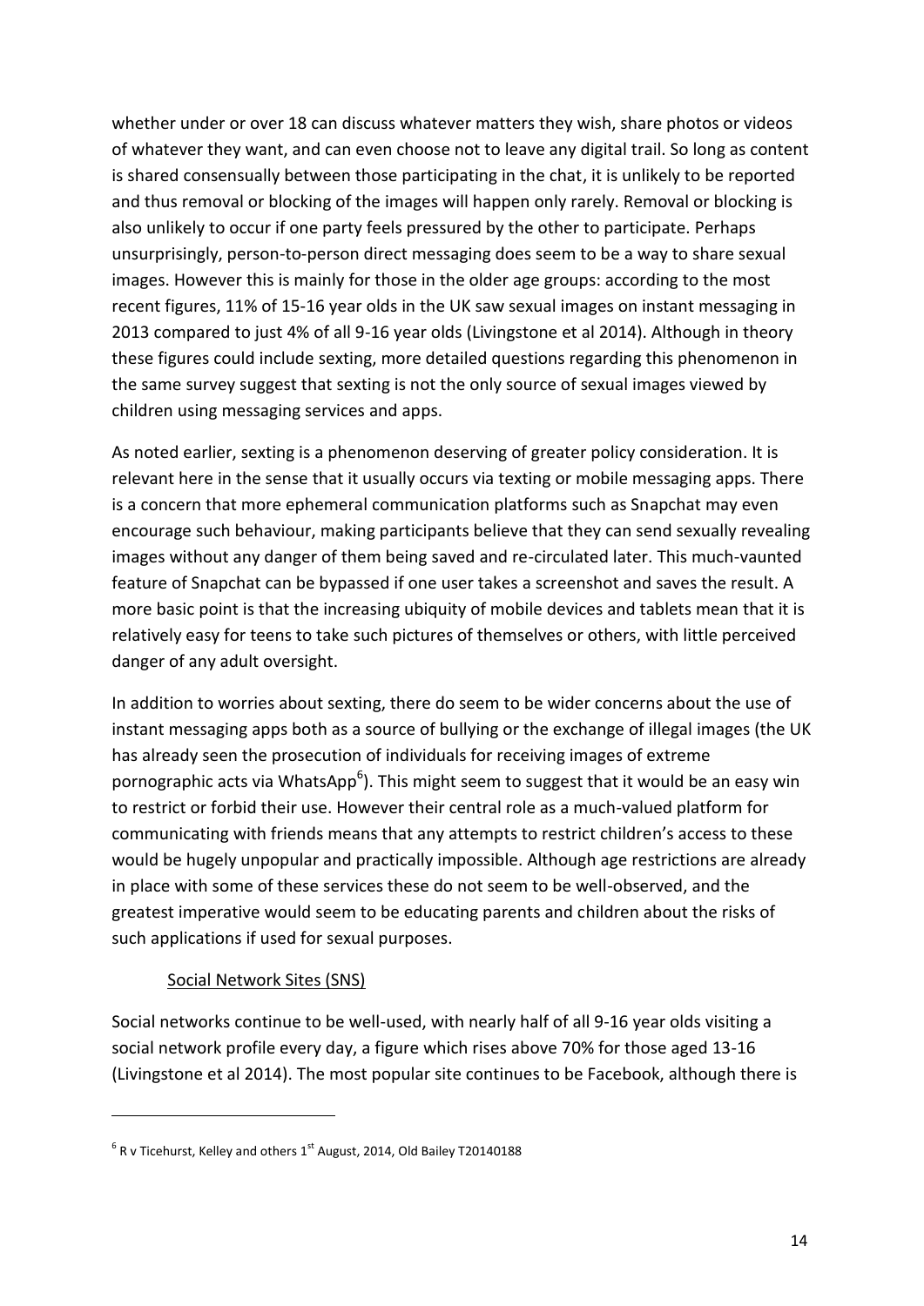whether under or over 18 can discuss whatever matters they wish, share photos or videos of whatever they want, and can even choose not to leave any digital trail. So long as content is shared consensually between those participating in the chat, it is unlikely to be reported and thus removal or blocking of the images will happen only rarely. Removal or blocking is also unlikely to occur if one party feels pressured by the other to participate. Perhaps unsurprisingly, person-to-person direct messaging does seem to be a way to share sexual images. However this is mainly for those in the older age groups: according to the most recent figures, 11% of 15-16 year olds in the UK saw sexual images on instant messaging in 2013 compared to just 4% of all 9-16 year olds (Livingstone et al 2014). Although in theory these figures could include sexting, more detailed questions regarding this phenomenon in the same survey suggest that sexting is not the only source of sexual images viewed by children using messaging services and apps.

As noted earlier, sexting is a phenomenon deserving of greater policy consideration. It is relevant here in the sense that it usually occurs via texting or mobile messaging apps. There is a concern that more ephemeral communication platforms such as Snapchat may even encourage such behaviour, making participants believe that they can send sexually revealing images without any danger of them being saved and re-circulated later. This much-vaunted feature of Snapchat can be bypassed if one user takes a screenshot and saves the result. A more basic point is that the increasing ubiquity of mobile devices and tablets mean that it is relatively easy for teens to take such pictures of themselves or others, with little perceived danger of any adult oversight.

In addition to worries about sexting, there do seem to be wider concerns about the use of instant messaging apps both as a source of bullying or the exchange of illegal images (the UK has already seen the prosecution of individuals for receiving images of extreme pornographic acts via WhatsApp[6]). This might seem to suggest that it would be an easy win to restrict or forbid their use. However their central role as a much-valued platform for communicating with friends means that any attempts to restrict children's access to these would be hugely unpopular and practically impossible. Although age restrictions are already in place with some of these services these do not seem to be well-observed, and the greatest imperative would seem to be educating parents and children about the risks of such applications if used for sexual purposes.

### Social Network Sites (SNS)

Social networks continue to be well-used, with nearly half of all 9-16 year olds visiting a social network profile every day, a figure which rises above 70% for those aged 13-16 (Livingstone et al 2014). The most popular site continues to be Facebook, although there is

[6] R v Ticehurst, Kelley and others 1st August, 2014, Old Bailey T20140188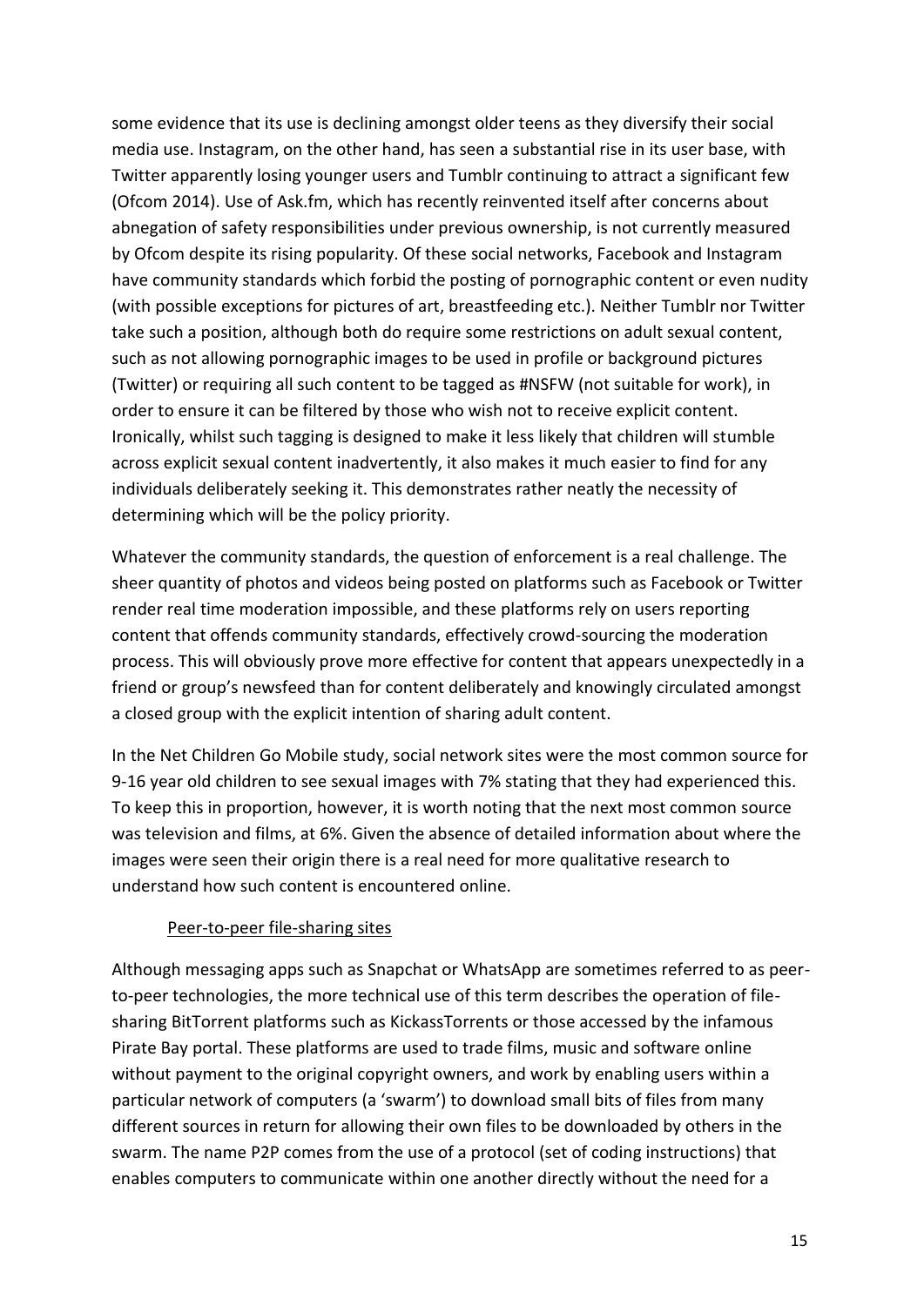some evidence that its use is declining amongst older teens as they diversify their social media use. Instagram, on the other hand, has seen a substantial rise in its user base, with Twitter apparently losing younger users and Tumblr continuing to attract a significant few (Ofcom 2014). Use of Ask.fm, which has recently reinvented itself after concerns about abnegation of safety responsibilities under previous ownership, is not currently measured by Ofcom despite its rising popularity. Of these social networks, Facebook and Instagram have community standards which forbid the posting of pornographic content or even nudity (with possible exceptions for pictures of art, breastfeeding etc.). Neither Tumblr nor Twitter take such a position, although both do require some restrictions on adult sexual content, such as not allowing pornographic images to be used in profile or background pictures (Twitter) or requiring all such content to be tagged as #NSFW (not suitable for work), in order to ensure it can be filtered by those who wish not to receive explicit content. Ironically, whilst such tagging is designed to make it less likely that children will stumble across explicit sexual content inadvertently, it also makes it much easier to find for any individuals deliberately seeking it. This demonstrates rather neatly the necessity of determining which will be the policy priority.

Whatever the community standards, the question of enforcement is a real challenge. The sheer quantity of photos and videos being posted on platforms such as Facebook or Twitter render real time moderation impossible, and these platforms rely on users reporting content that offends community standards, effectively crowd-sourcing the moderation process. This will obviously prove more effective for content that appears unexpectedly in a friend or group's newsfeed than for content deliberately and knowingly circulated amongst a closed group with the explicit intention of sharing adult content.

In the Net Children Go Mobile study, social network sites were the most common source for 9-16 year old children to see sexual images with 7% stating that they had experienced this. To keep this in proportion, however, it is worth noting that the next most common source was television and films, at 6%. Given the absence of detailed information about where the images were seen their origin there is a real need for more qualitative research to understand how such content is encountered online.

### Peer-to-peer file-sharing sites

Although messaging apps such as Snapchat or WhatsApp are sometimes referred to as peer-to-peer technologies, the more technical use of this term describes the operation of file-sharing BitTorrent platforms such as KickassTorrents or those accessed by the infamous Pirate Bay portal. These platforms are used to trade films, music and software online without payment to the original copyright owners, and work by enabling users within a particular network of computers (a 'swarm') to download small bits of files from many different sources in return for allowing their own files to be downloaded by others in the swarm. The name P2P comes from the use of a protocol (set of coding instructions) that enables computers to communicate within one another directly without the need for a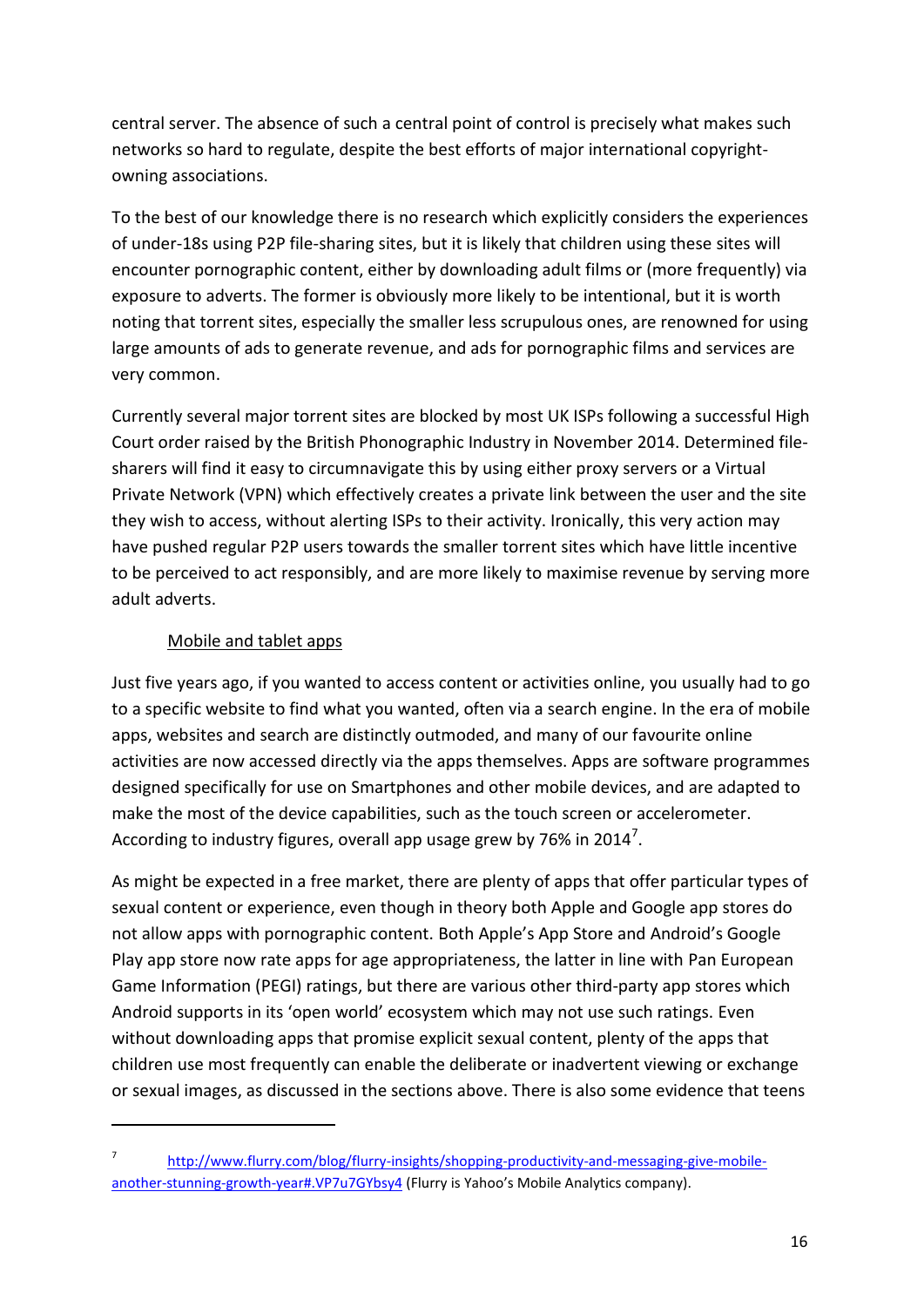central server. The absence of such a central point of control is precisely what makes such networks so hard to regulate, despite the best efforts of major international copyright-owning associations.

To the best of our knowledge there is no research which explicitly considers the experiences of under-18s using P2P file-sharing sites, but it is likely that children using these sites will encounter pornographic content, either by downloading adult films or (more frequently) via exposure to adverts. The former is obviously more likely to be intentional, but it is worth noting that torrent sites, especially the smaller less scrupulous ones, are renowned for using large amounts of ads to generate revenue, and ads for pornographic films and services are very common.

Currently several major torrent sites are blocked by most UK ISPs following a successful High Court order raised by the British Phonographic Industry in November 2014. Determined file-sharers will find it easy to circumnavigate this by using either proxy servers or a Virtual Private Network (VPN) which effectively creates a private link between the user and the site they wish to access, without alerting ISPs to their activity. Ironically, this very action may have pushed regular P2P users towards the smaller torrent sites which have little incentive to be perceived to act responsibly, and are more likely to maximise revenue by serving more adult adverts.

### Mobile and tablet apps

Just five years ago, if you wanted to access content or activities online, you usually had to go to a specific website to find what you wanted, often via a search engine. In the era of mobile apps, websites and search are distinctly outmoded, and many of our favourite online activities are now accessed directly via the apps themselves. Apps are software programmes designed specifically for use on Smartphones and other mobile devices, and are adapted to make the most of the device capabilities, such as the touch screen or accelerometer. According to industry figures, overall app usage grew by 76% in 2014[7].

As might be expected in a free market, there are plenty of apps that offer particular types of sexual content or experience, even though in theory both Apple and Google app stores do not allow apps with pornographic content. Both Apple's App Store and Android's Google Play app store now rate apps for age appropriateness, the latter in line with Pan European Game Information (PEGI) ratings, but there are various other third-party app stores which Android supports in its 'open world' ecosystem which may not use such ratings. Even without downloading apps that promise explicit sexual content, plenty of the apps that children use most frequently can enable the deliberate or inadvertent viewing or exchange or sexual images, as discussed in the sections above. There is also some evidence that teens

---

[7] http://www.flurry.com/blog/flurry-insights/shopping-productivity-and-messaging-give-mobile-another-stunning-growth-year#.VP7u7GYbsy4 (Flurry is Yahoo's Mobile Analytics company).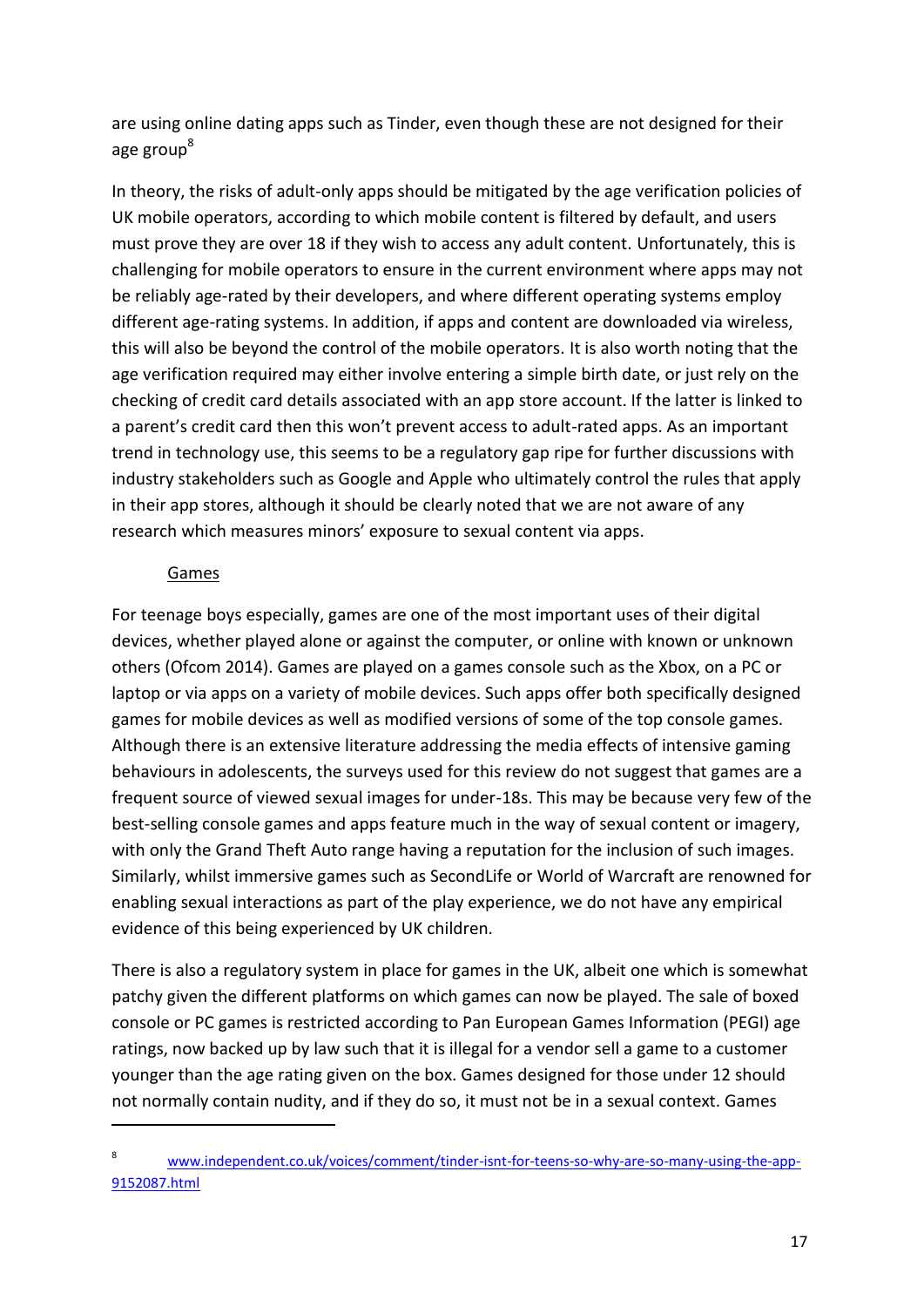are using online dating apps such as Tinder, even though these are not designed for their age group[8]

In theory, the risks of adult-only apps should be mitigated by the age verification policies of UK mobile operators, according to which mobile content is filtered by default, and users must prove they are over 18 if they wish to access any adult content. Unfortunately, this is challenging for mobile operators to ensure in the current environment where apps may not be reliably age-rated by their developers, and where different operating systems employ different age-rating systems. In addition, if apps and content are downloaded via wireless, this will also be beyond the control of the mobile operators. It is also worth noting that the age verification required may either involve entering a simple birth date, or just rely on the checking of credit card details associated with an app store account. If the latter is linked to a parent's credit card then this won't prevent access to adult-rated apps. As an important trend in technology use, this seems to be a regulatory gap ripe for further discussions with industry stakeholders such as Google and Apple who ultimately control the rules that apply in their app stores, although it should be clearly noted that we are not aware of any research which measures minors' exposure to sexual content via apps.

Games

For teenage boys especially, games are one of the most important uses of their digital devices, whether played alone or against the computer, or online with known or unknown others (Ofcom 2014). Games are played on a games console such as the Xbox, on a PC or laptop or via apps on a variety of mobile devices. Such apps offer both specifically designed games for mobile devices as well as modified versions of some of the top console games. Although there is an extensive literature addressing the media effects of intensive gaming behaviours in adolescents, the surveys used for this review do not suggest that games are a frequent source of viewed sexual images for under-18s. This may be because very few of the best-selling console games and apps feature much in the way of sexual content or imagery, with only the Grand Theft Auto range having a reputation for the inclusion of such images. Similarly, whilst immersive games such as SecondLife or World of Warcraft are renowned for enabling sexual interactions as part of the play experience, we do not have any empirical evidence of this being experienced by UK children.

There is also a regulatory system in place for games in the UK, albeit one which is somewhat patchy given the different platforms on which games can now be played. The sale of boxed console or PC games is restricted according to Pan European Games Information (PEGI) age ratings, now backed up by law such that it is illegal for a vendor sell a game to a customer younger than the age rating given on the box. Games designed for those under 12 should not normally contain nudity, and if they do so, it must not be in a sexual context. Games

---

[8] www.independent.co.uk/voices/comment/tinder-isnt-for-teens-so-why-are-so-many-using-the-app-9152087.html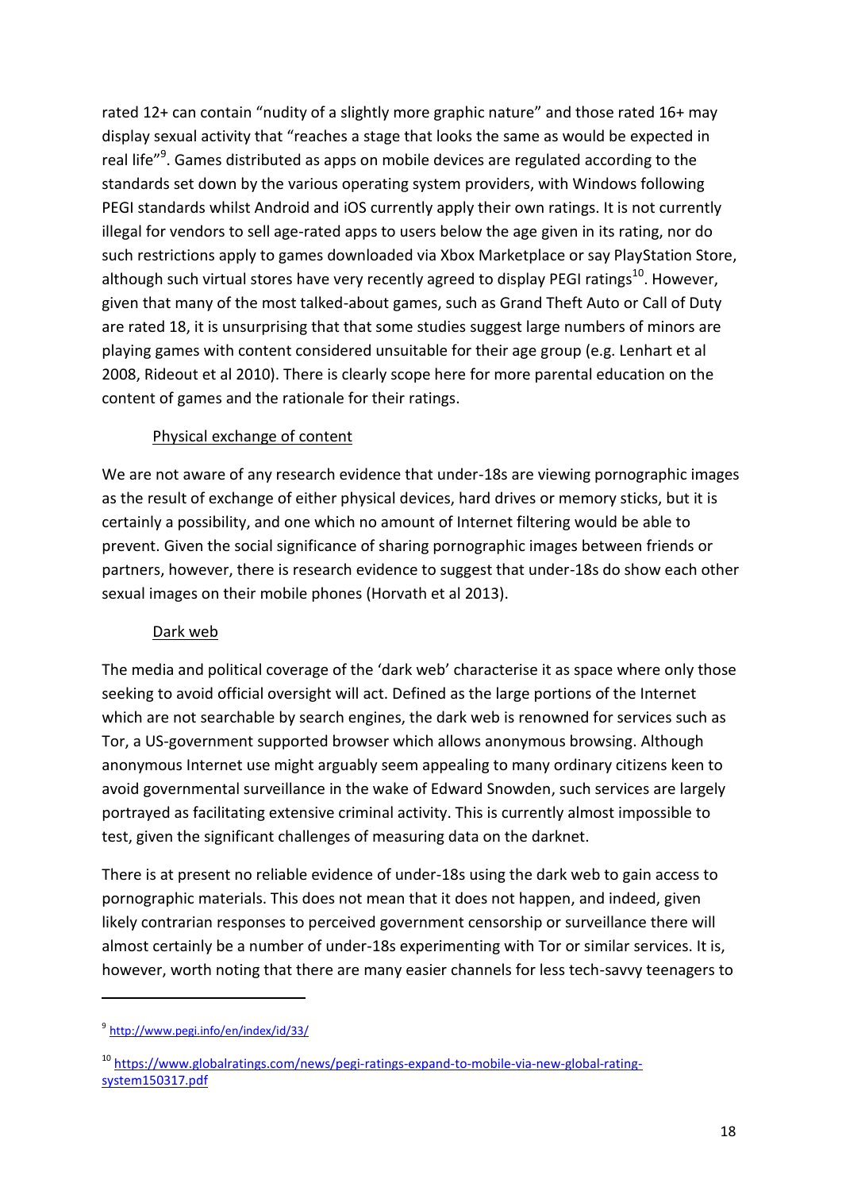rated 12+ can contain “nudity of a slightly more graphic nature” and those rated 16+ may display sexual activity that “reaches a stage that looks the same as would be expected in real life”[9]. Games distributed as apps on mobile devices are regulated according to the standards set down by the various operating system providers, with Windows following PEGI standards whilst Android and iOS currently apply their own ratings. It is not currently illegal for vendors to sell age-rated apps to users below the age given in its rating, nor do such restrictions apply to games downloaded via Xbox Marketplace or say PlayStation Store, although such virtual stores have very recently agreed to display PEGI ratings[10]. However, given that many of the most talked-about games, such as Grand Theft Auto or Call of Duty are rated 18, it is unsurprising that that some studies suggest large numbers of minors are playing games with content considered unsuitable for their age group (e.g. Lenhart et al 2008, Rideout et al 2010). There is clearly scope here for more parental education on the content of games and the rationale for their ratings.

### Physical exchange of content

We are not aware of any research evidence that under-18s are viewing pornographic images as the result of exchange of either physical devices, hard drives or memory sticks, but it is certainly a possibility, and one which no amount of Internet filtering would be able to prevent. Given the social significance of sharing pornographic images between friends or partners, however, there is research evidence to suggest that under-18s do show each other sexual images on their mobile phones (Horvath et al 2013).

### Dark web

The media and political coverage of the ‘dark web’ characterise it as space where only those seeking to avoid official oversight will act. Defined as the large portions of the Internet which are not searchable by search engines, the dark web is renowned for services such as Tor, a US-government supported browser which allows anonymous browsing. Although anonymous Internet use might arguably seem appealing to many ordinary citizens keen to avoid governmental surveillance in the wake of Edward Snowden, such services are largely portrayed as facilitating extensive criminal activity. This is currently almost impossible to test, given the significant challenges of measuring data on the darknet.

There is at present no reliable evidence of under-18s using the dark web to gain access to pornographic materials. This does not mean that it does not happen, and indeed, given likely contrarian responses to perceived government censorship or surveillance there will almost certainly be a number of under-18s experimenting with Tor or similar services. It is, however, worth noting that there are many easier channels for less tech-savvy teenagers to

---

[9] http://www.pegi.info/en/index/id/33/

[10] https://www.globalratings.com/news/pegi-ratings-expand-to-mobile-via-new-global-rating-system150317.pdf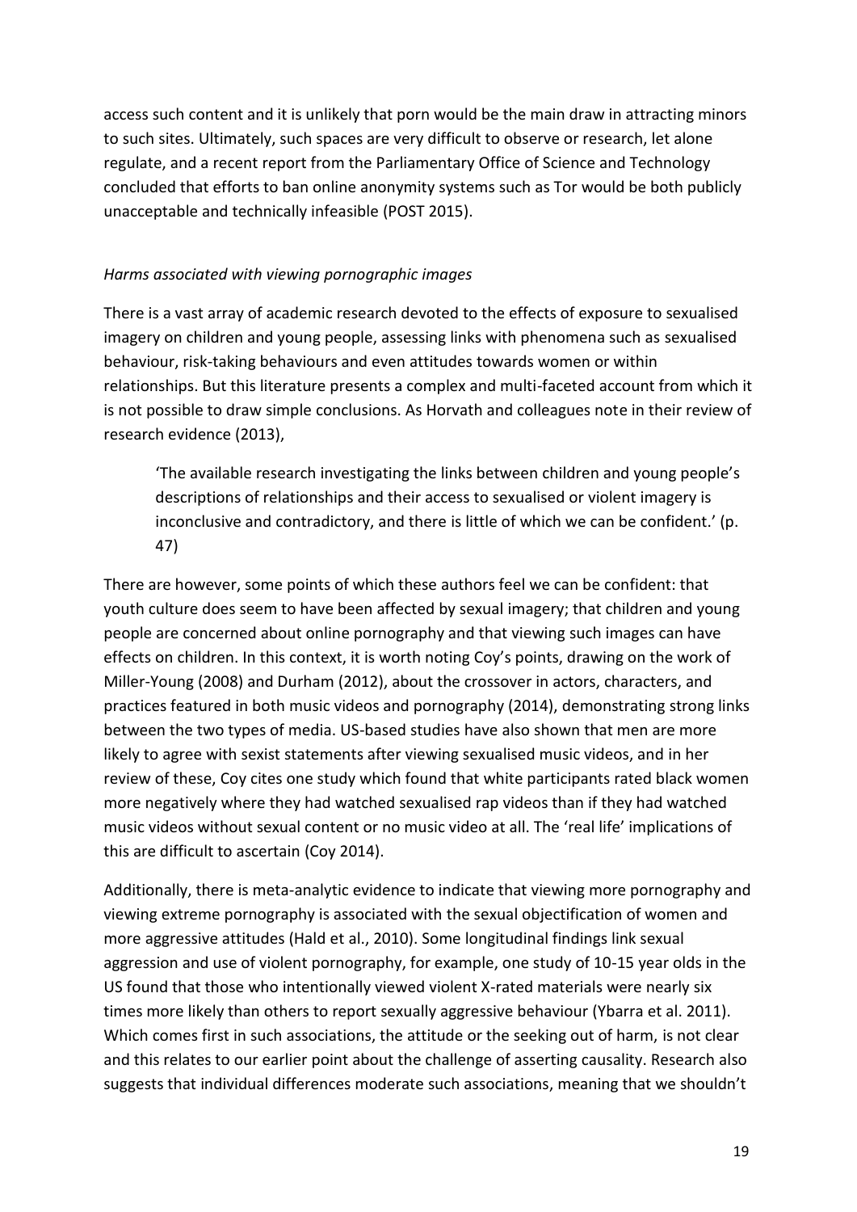access such content and it is unlikely that porn would be the main draw in attracting minors to such sites. Ultimately, such spaces are very difficult to observe or research, let alone regulate, and a recent report from the Parliamentary Office of Science and Technology concluded that efforts to ban online anonymity systems such as Tor would be both publicly unacceptable and technically infeasible (POST 2015).

*Harms associated with viewing pornographic images*

There is a vast array of academic research devoted to the effects of exposure to sexualised imagery on children and young people, assessing links with phenomena such as sexualised behaviour, risk-taking behaviours and even attitudes towards women or within relationships. But this literature presents a complex and multi-faceted account from which it is not possible to draw simple conclusions. As Horvath and colleagues note in their review of research evidence (2013),

> 'The available research investigating the links between children and young people's descriptions of relationships and their access to sexualised or violent imagery is inconclusive and contradictory, and there is little of which we can be confident.' (p. 47)

There are however, some points of which these authors feel we can be confident: that youth culture does seem to have been affected by sexual imagery; that children and young people are concerned about online pornography and that viewing such images can have effects on children. In this context, it is worth noting Coy's points, drawing on the work of Miller-Young (2008) and Durham (2012), about the crossover in actors, characters, and practices featured in both music videos and pornography (2014), demonstrating strong links between the two types of media. US-based studies have also shown that men are more likely to agree with sexist statements after viewing sexualised music videos, and in her review of these, Coy cites one study which found that white participants rated black women more negatively where they had watched sexualised rap videos than if they had watched music videos without sexual content or no music video at all. The 'real life' implications of this are difficult to ascertain (Coy 2014).

Additionally, there is meta-analytic evidence to indicate that viewing more pornography and viewing extreme pornography is associated with the sexual objectification of women and more aggressive attitudes (Hald et al., 2010). Some longitudinal findings link sexual aggression and use of violent pornography, for example, one study of 10-15 year olds in the US found that those who intentionally viewed violent X-rated materials were nearly six times more likely than others to report sexually aggressive behaviour (Ybarra et al. 2011). Which comes first in such associations, the attitude or the seeking out of harm, is not clear and this relates to our earlier point about the challenge of asserting causality. Research also suggests that individual differences moderate such associations, meaning that we shouldn't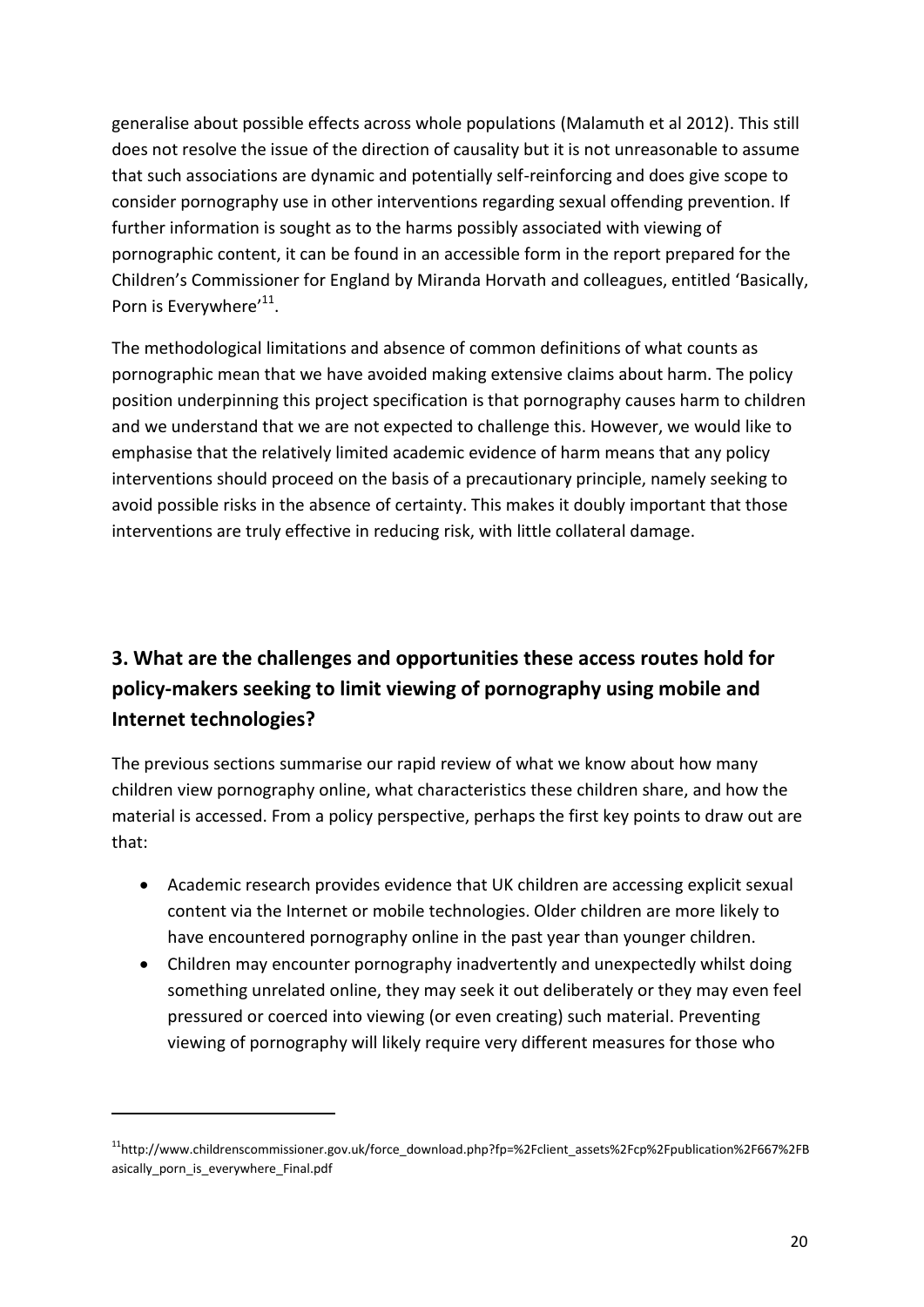generalise about possible effects across whole populations (Malamuth et al 2012). This still does not resolve the issue of the direction of causality but it is not unreasonable to assume that such associations are dynamic and potentially self-reinforcing and does give scope to consider pornography use in other interventions regarding sexual offending prevention. If further information is sought as to the harms possibly associated with viewing of pornographic content, it can be found in an accessible form in the report prepared for the Children's Commissioner for England by Miranda Horvath and colleagues, entitled 'Basically, Porn is Everywhere'[11].

The methodological limitations and absence of common definitions of what counts as pornographic mean that we have avoided making extensive claims about harm. The policy position underpinning this project specification is that pornography causes harm to children and we understand that we are not expected to challenge this. However, we would like to emphasise that the relatively limited academic evidence of harm means that any policy interventions should proceed on the basis of a precautionary principle, namely seeking to avoid possible risks in the absence of certainty. This makes it doubly important that those interventions are truly effective in reducing risk, with little collateral damage.

## 3. What are the challenges and opportunities these access routes hold for policy-makers seeking to limit viewing of pornography using mobile and Internet technologies?

The previous sections summarise our rapid review of what we know about how many children view pornography online, what characteristics these children share, and how the material is accessed. From a policy perspective, perhaps the first key points to draw out are that:

- Academic research provides evidence that UK children are accessing explicit sexual content via the Internet or mobile technologies. Older children are more likely to have encountered pornography online in the past year than younger children.
- Children may encounter pornography inadvertently and unexpectedly whilst doing something unrelated online, they may seek it out deliberately or they may even feel pressured or coerced into viewing (or even creating) such material. Preventing viewing of pornography will likely require very different measures for those who

[11] http://www.childrenscommissioner.gov.uk/force_download.php?fp=%2Fclient_assets%2Fcp%2Fpublication%2F667%2FBasically_porn_is_everywhere_Final.pdf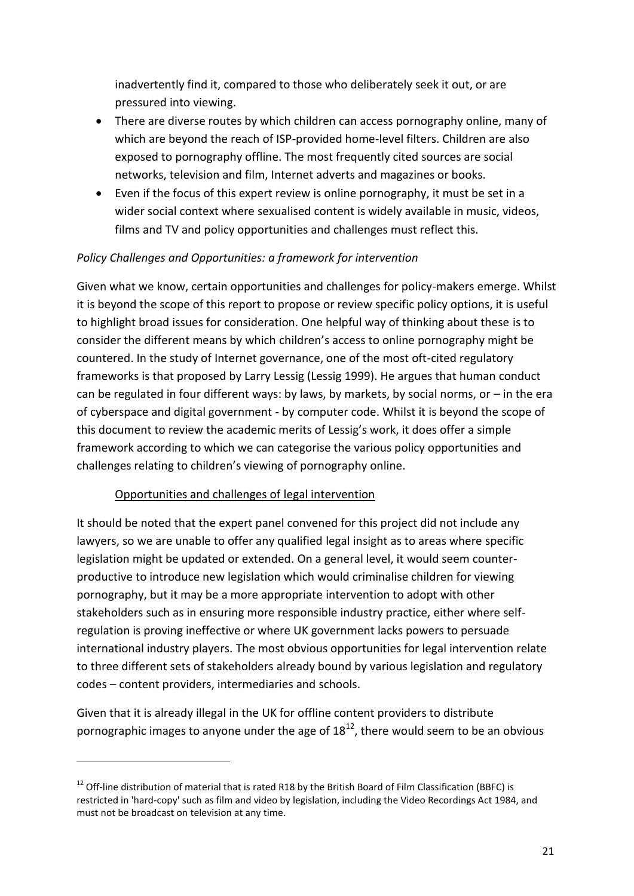inadvertently find it, compared to those who deliberately seek it out, or are pressured into viewing.

- There are diverse routes by which children can access pornography online, many of which are beyond the reach of ISP-provided home-level filters. Children are also exposed to pornography offline. The most frequently cited sources are social networks, television and film, Internet adverts and magazines or books.
- Even if the focus of this expert review is online pornography, it must be set in a wider social context where sexualised content is widely available in music, videos, films and TV and policy opportunities and challenges must reflect this.

*Policy Challenges and Opportunities: a framework for intervention*

Given what we know, certain opportunities and challenges for policy-makers emerge. Whilst it is beyond the scope of this report to propose or review specific policy options, it is useful to highlight broad issues for consideration. One helpful way of thinking about these is to consider the different means by which children's access to online pornography might be countered. In the study of Internet governance, one of the most oft-cited regulatory frameworks is that proposed by Larry Lessig (Lessig 1999). He argues that human conduct can be regulated in four different ways: by laws, by markets, by social norms, or – in the era of cyberspace and digital government - by computer code. Whilst it is beyond the scope of this document to review the academic merits of Lessig's work, it does offer a simple framework according to which we can categorise the various policy opportunities and challenges relating to children's viewing of pornography online.

<u>Opportunities and challenges of legal intervention</u>

It should be noted that the expert panel convened for this project did not include any lawyers, so we are unable to offer any qualified legal insight as to areas where specific legislation might be updated or extended. On a general level, it would seem counter-productive to introduce new legislation which would criminalise children for viewing pornography, but it may be a more appropriate intervention to adopt with other stakeholders such as in ensuring more responsible industry practice, either where self-regulation is proving ineffective or where UK government lacks powers to persuade international industry players. The most obvious opportunities for legal intervention relate to three different sets of stakeholders already bound by various legislation and regulatory codes – content providers, intermediaries and schools.

Given that it is already illegal in the UK for offline content providers to distribute pornographic images to anyone under the age of 18[12], there would seem to be an obvious

---

[12] Off-line distribution of material that is rated R18 by the British Board of Film Classification (BBFC) is restricted in 'hard-copy' such as film and video by legislation, including the Video Recordings Act 1984, and must not be broadcast on television at any time.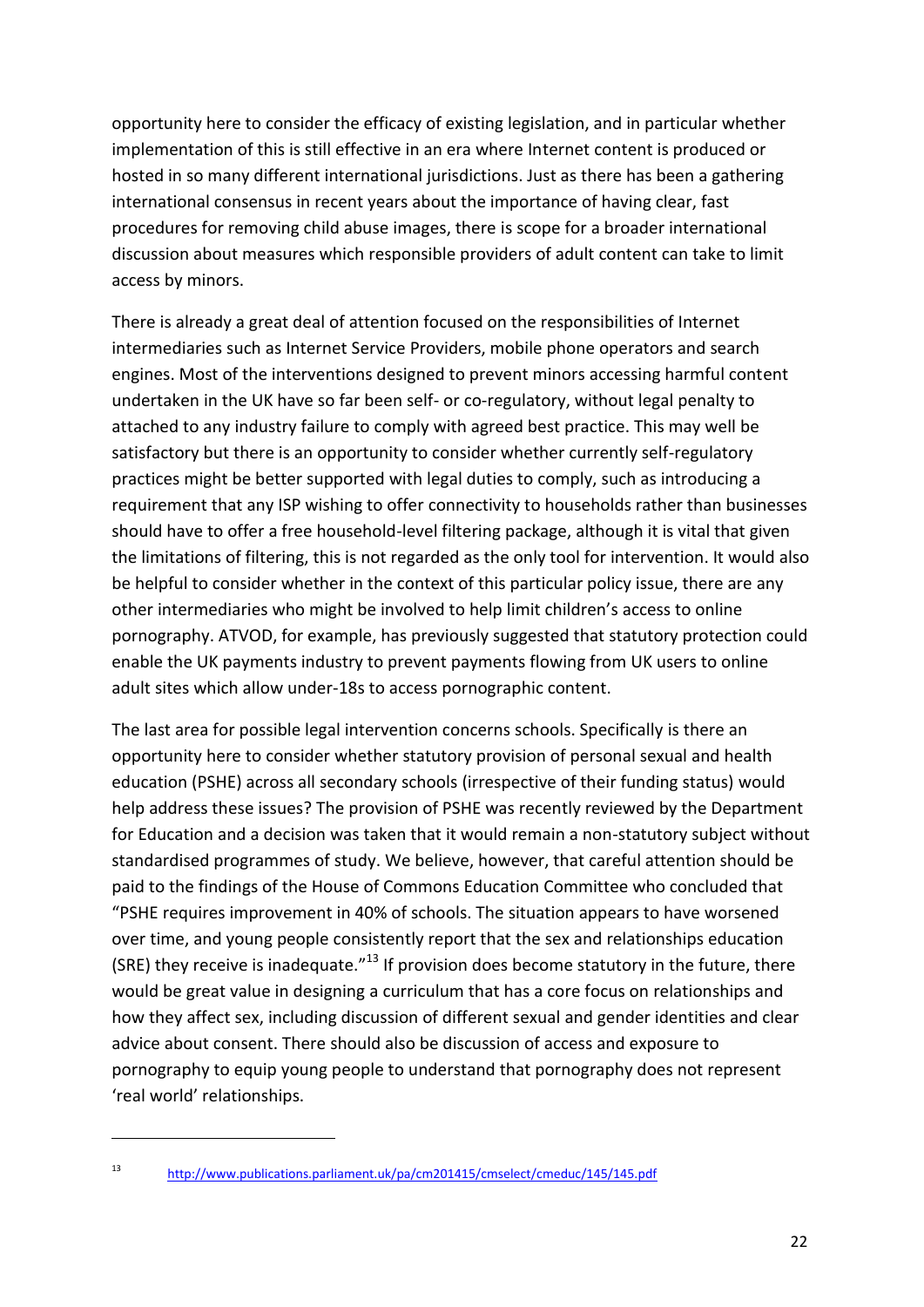opportunity here to consider the efficacy of existing legislation, and in particular whether implementation of this is still effective in an era where Internet content is produced or hosted in so many different international jurisdictions. Just as there has been a gathering international consensus in recent years about the importance of having clear, fast procedures for removing child abuse images, there is scope for a broader international discussion about measures which responsible providers of adult content can take to limit access by minors.

There is already a great deal of attention focused on the responsibilities of Internet intermediaries such as Internet Service Providers, mobile phone operators and search engines. Most of the interventions designed to prevent minors accessing harmful content undertaken in the UK have so far been self- or co-regulatory, without legal penalty to attached to any industry failure to comply with agreed best practice. This may well be satisfactory but there is an opportunity to consider whether currently self-regulatory practices might be better supported with legal duties to comply, such as introducing a requirement that any ISP wishing to offer connectivity to households rather than businesses should have to offer a free household-level filtering package, although it is vital that given the limitations of filtering, this is not regarded as the only tool for intervention. It would also be helpful to consider whether in the context of this particular policy issue, there are any other intermediaries who might be involved to help limit children's access to online pornography. ATVOD, for example, has previously suggested that statutory protection could enable the UK payments industry to prevent payments flowing from UK users to online adult sites which allow under-18s to access pornographic content.

The last area for possible legal intervention concerns schools. Specifically is there an opportunity here to consider whether statutory provision of personal sexual and health education (PSHE) across all secondary schools (irrespective of their funding status) would help address these issues? The provision of PSHE was recently reviewed by the Department for Education and a decision was taken that it would remain a non-statutory subject without standardised programmes of study. We believe, however, that careful attention should be paid to the findings of the House of Commons Education Committee who concluded that "PSHE requires improvement in 40% of schools. The situation appears to have worsened over time, and young people consistently report that the sex and relationships education (SRE) they receive is inadequate."[13] If provision does become statutory in the future, there would be great value in designing a curriculum that has a core focus on relationships and how they affect sex, including discussion of different sexual and gender identities and clear advice about consent. There should also be discussion of access and exposure to pornography to equip young people to understand that pornography does not represent 'real world' relationships.

---

[13] http://www.publications.parliament.uk/pa/cm201415/cmselect/cmeduc/145/145.pdf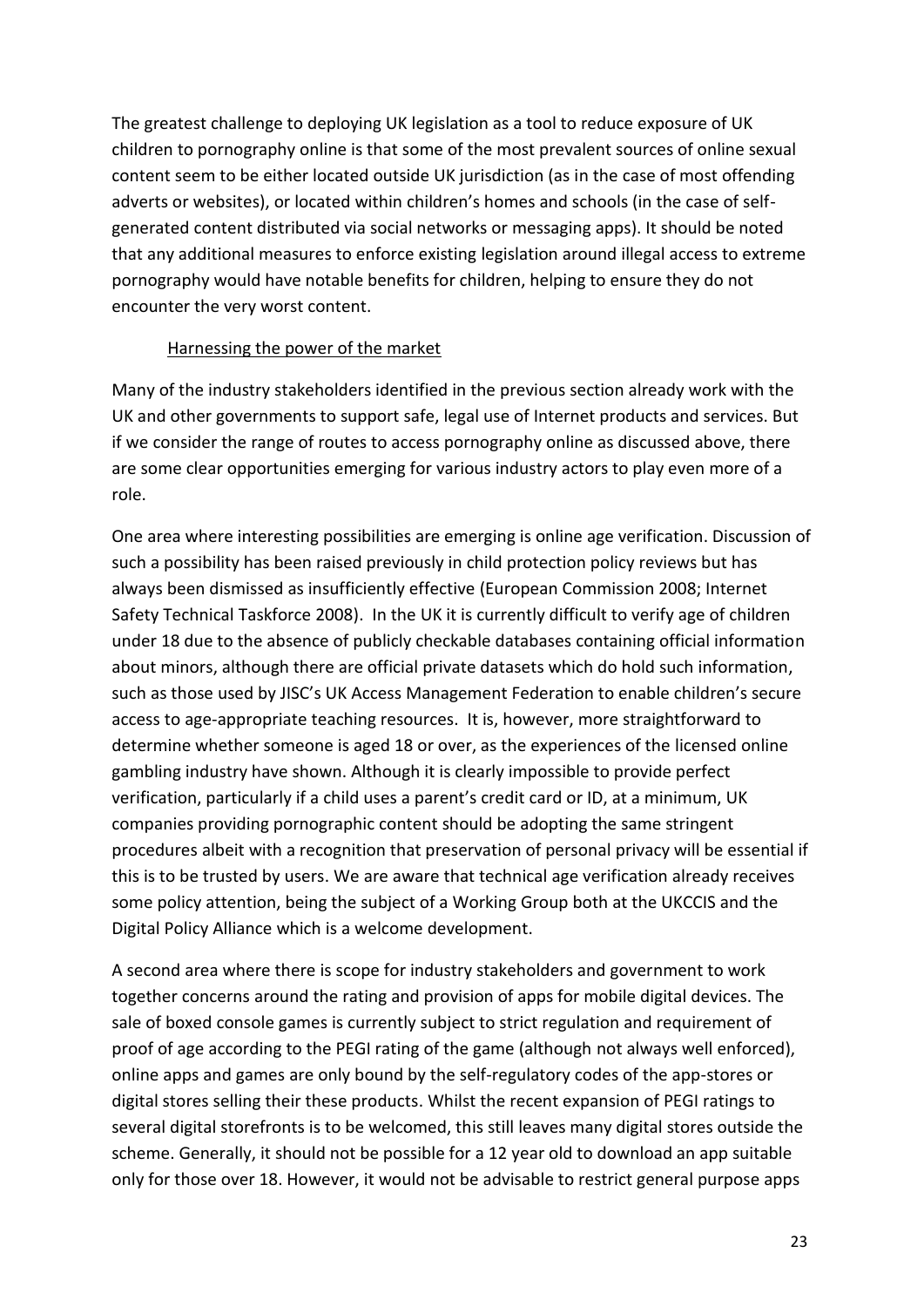The greatest challenge to deploying UK legislation as a tool to reduce exposure of UK children to pornography online is that some of the most prevalent sources of online sexual content seem to be either located outside UK jurisdiction (as in the case of most offending adverts or websites), or located within children's homes and schools (in the case of self-generated content distributed via social networks or messaging apps). It should be noted that any additional measures to enforce existing legislation around illegal access to extreme pornography would have notable benefits for children, helping to ensure they do not encounter the very worst content.

### Harnessing the power of the market

Many of the industry stakeholders identified in the previous section already work with the UK and other governments to support safe, legal use of Internet products and services. But if we consider the range of routes to access pornography online as discussed above, there are some clear opportunities emerging for various industry actors to play even more of a role.

One area where interesting possibilities are emerging is online age verification. Discussion of such a possibility has been raised previously in child protection policy reviews but has always been dismissed as insufficiently effective (European Commission 2008; Internet Safety Technical Taskforce 2008). In the UK it is currently difficult to verify age of children under 18 due to the absence of publicly checkable databases containing official information about minors, although there are official private datasets which do hold such information, such as those used by JISC's UK Access Management Federation to enable children's secure access to age-appropriate teaching resources. It is, however, more straightforward to determine whether someone is aged 18 or over, as the experiences of the licensed online gambling industry have shown. Although it is clearly impossible to provide perfect verification, particularly if a child uses a parent's credit card or ID, at a minimum, UK companies providing pornographic content should be adopting the same stringent procedures albeit with a recognition that preservation of personal privacy will be essential if this is to be trusted by users. We are aware that technical age verification already receives some policy attention, being the subject of a Working Group both at the UKCCIS and the Digital Policy Alliance which is a welcome development.

A second area where there is scope for industry stakeholders and government to work together concerns around the rating and provision of apps for mobile digital devices. The sale of boxed console games is currently subject to strict regulation and requirement of proof of age according to the PEGI rating of the game (although not always well enforced), online apps and games are only bound by the self-regulatory codes of the app-stores or digital stores selling their these products. Whilst the recent expansion of PEGI ratings to several digital storefronts is to be welcomed, this still leaves many digital stores outside the scheme. Generally, it should not be possible for a 12 year old to download an app suitable only for those over 18. However, it would not be advisable to restrict general purpose apps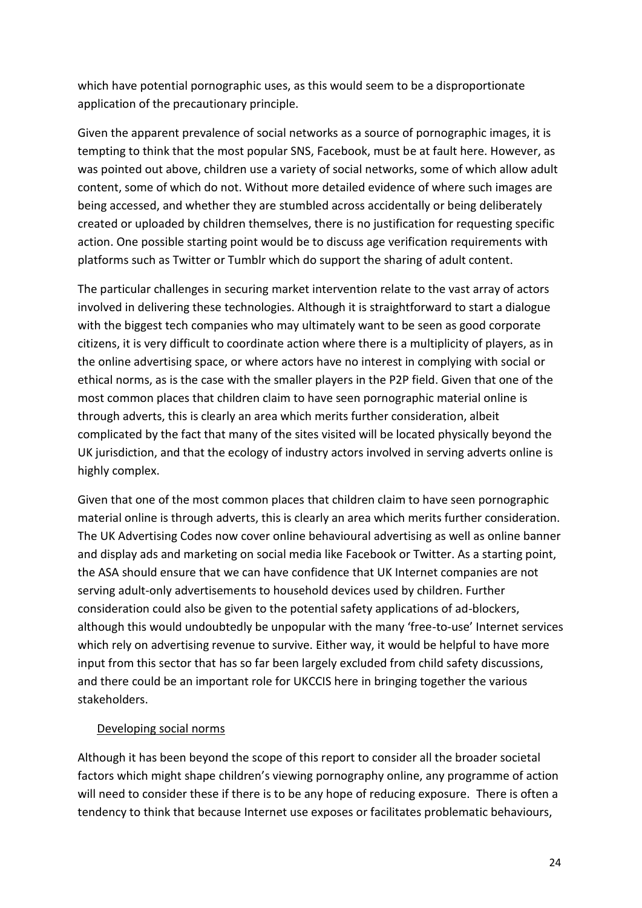which have potential pornographic uses, as this would seem to be a disproportionate application of the precautionary principle.

Given the apparent prevalence of social networks as a source of pornographic images, it is tempting to think that the most popular SNS, Facebook, must be at fault here. However, as was pointed out above, children use a variety of social networks, some of which allow adult content, some of which do not. Without more detailed evidence of where such images are being accessed, and whether they are stumbled across accidentally or being deliberately created or uploaded by children themselves, there is no justification for requesting specific action. One possible starting point would be to discuss age verification requirements with platforms such as Twitter or Tumblr which do support the sharing of adult content.

The particular challenges in securing market intervention relate to the vast array of actors involved in delivering these technologies. Although it is straightforward to start a dialogue with the biggest tech companies who may ultimately want to be seen as good corporate citizens, it is very difficult to coordinate action where there is a multiplicity of players, as in the online advertising space, or where actors have no interest in complying with social or ethical norms, as is the case with the smaller players in the P2P field. Given that one of the most common places that children claim to have seen pornographic material online is through adverts, this is clearly an area which merits further consideration, albeit complicated by the fact that many of the sites visited will be located physically beyond the UK jurisdiction, and that the ecology of industry actors involved in serving adverts online is highly complex.

Given that one of the most common places that children claim to have seen pornographic material online is through adverts, this is clearly an area which merits further consideration. The UK Advertising Codes now cover online behavioural advertising as well as online banner and display ads and marketing on social media like Facebook or Twitter. As a starting point, the ASA should ensure that we can have confidence that UK Internet companies are not serving adult-only advertisements to household devices used by children. Further consideration could also be given to the potential safety applications of ad-blockers, although this would undoubtedly be unpopular with the many 'free-to-use' Internet services which rely on advertising revenue to survive. Either way, it would be helpful to have more input from this sector that has so far been largely excluded from child safety discussions, and there could be an important role for UKCCIS here in bringing together the various stakeholders.

### Developing social norms

Although it has been beyond the scope of this report to consider all the broader societal factors which might shape children's viewing pornography online, any programme of action will need to consider these if there is to be any hope of reducing exposure. There is often a tendency to think that because Internet use exposes or facilitates problematic behaviours,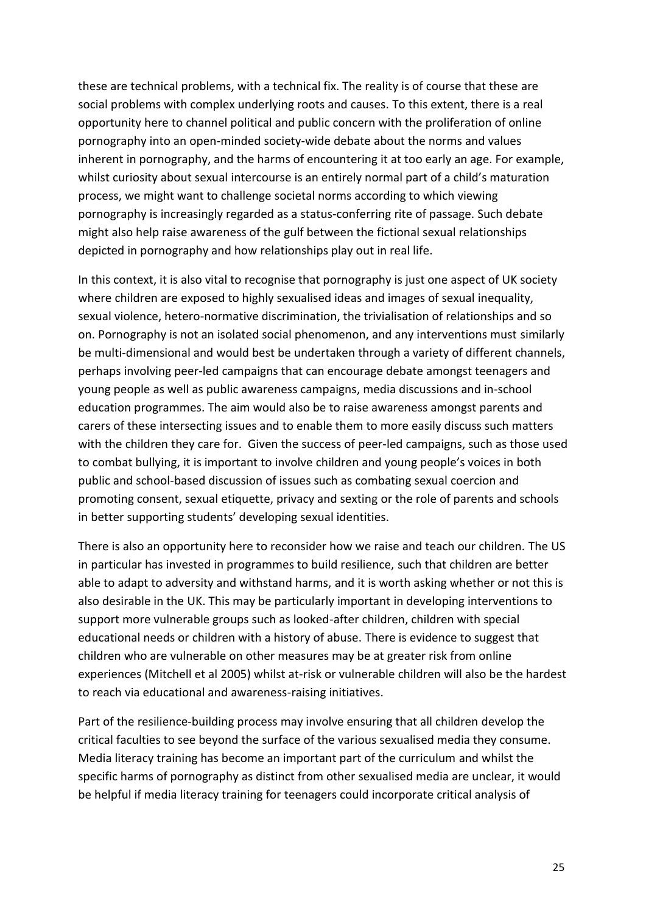these are technical problems, with a technical fix. The reality is of course that these are social problems with complex underlying roots and causes. To this extent, there is a real opportunity here to channel political and public concern with the proliferation of online pornography into an open-minded society-wide debate about the norms and values inherent in pornography, and the harms of encountering it at too early an age. For example, whilst curiosity about sexual intercourse is an entirely normal part of a child's maturation process, we might want to challenge societal norms according to which viewing pornography is increasingly regarded as a status-conferring rite of passage. Such debate might also help raise awareness of the gulf between the fictional sexual relationships depicted in pornography and how relationships play out in real life.

In this context, it is also vital to recognise that pornography is just one aspect of UK society where children are exposed to highly sexualised ideas and images of sexual inequality, sexual violence, hetero-normative discrimination, the trivialisation of relationships and so on. Pornography is not an isolated social phenomenon, and any interventions must similarly be multi-dimensional and would best be undertaken through a variety of different channels, perhaps involving peer-led campaigns that can encourage debate amongst teenagers and young people as well as public awareness campaigns, media discussions and in-school education programmes. The aim would also be to raise awareness amongst parents and carers of these intersecting issues and to enable them to more easily discuss such matters with the children they care for. Given the success of peer-led campaigns, such as those used to combat bullying, it is important to involve children and young people's voices in both public and school-based discussion of issues such as combating sexual coercion and promoting consent, sexual etiquette, privacy and sexting or the role of parents and schools in better supporting students' developing sexual identities.

There is also an opportunity here to reconsider how we raise and teach our children. The US in particular has invested in programmes to build resilience, such that children are better able to adapt to adversity and withstand harms, and it is worth asking whether or not this is also desirable in the UK. This may be particularly important in developing interventions to support more vulnerable groups such as looked-after children, children with special educational needs or children with a history of abuse. There is evidence to suggest that children who are vulnerable on other measures may be at greater risk from online experiences (Mitchell et al 2005) whilst at-risk or vulnerable children will also be the hardest to reach via educational and awareness-raising initiatives.

Part of the resilience-building process may involve ensuring that all children develop the critical faculties to see beyond the surface of the various sexualised media they consume. Media literacy training has become an important part of the curriculum and whilst the specific harms of pornography as distinct from other sexualised media are unclear, it would be helpful if media literacy training for teenagers could incorporate critical analysis of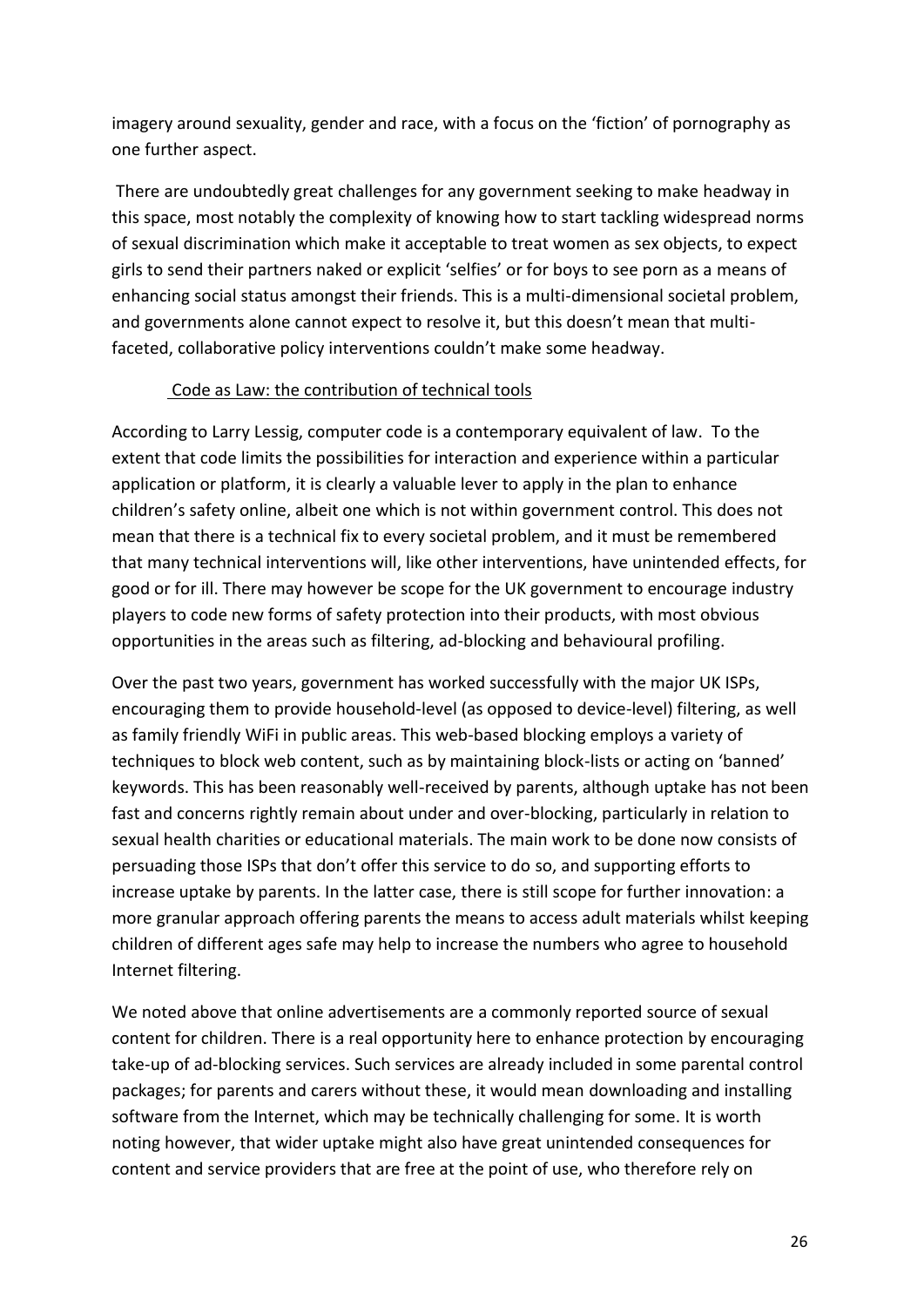imagery around sexuality, gender and race, with a focus on the 'fiction' of pornography as one further aspect.

There are undoubtedly great challenges for any government seeking to make headway in this space, most notably the complexity of knowing how to start tackling widespread norms of sexual discrimination which make it acceptable to treat women as sex objects, to expect girls to send their partners naked or explicit 'selfies' or for boys to see porn as a means of enhancing social status amongst their friends. This is a multi-dimensional societal problem, and governments alone cannot expect to resolve it, but this doesn't mean that multi-faceted, collaborative policy interventions couldn't make some headway.

### Code as Law: the contribution of technical tools

According to Larry Lessig, computer code is a contemporary equivalent of law. To the extent that code limits the possibilities for interaction and experience within a particular application or platform, it is clearly a valuable lever to apply in the plan to enhance children's safety online, albeit one which is not within government control. This does not mean that there is a technical fix to every societal problem, and it must be remembered that many technical interventions will, like other interventions, have unintended effects, for good or for ill. There may however be scope for the UK government to encourage industry players to code new forms of safety protection into their products, with most obvious opportunities in the areas such as filtering, ad-blocking and behavioural profiling.

Over the past two years, government has worked successfully with the major UK ISPs, encouraging them to provide household-level (as opposed to device-level) filtering, as well as family friendly WiFi in public areas. This web-based blocking employs a variety of techniques to block web content, such as by maintaining block-lists or acting on 'banned' keywords. This has been reasonably well-received by parents, although uptake has not been fast and concerns rightly remain about under and over-blocking, particularly in relation to sexual health charities or educational materials. The main work to be done now consists of persuading those ISPs that don't offer this service to do so, and supporting efforts to increase uptake by parents. In the latter case, there is still scope for further innovation: a more granular approach offering parents the means to access adult materials whilst keeping children of different ages safe may help to increase the numbers who agree to household Internet filtering.

We noted above that online advertisements are a commonly reported source of sexual content for children. There is a real opportunity here to enhance protection by encouraging take-up of ad-blocking services. Such services are already included in some parental control packages; for parents and carers without these, it would mean downloading and installing software from the Internet, which may be technically challenging for some. It is worth noting however, that wider uptake might also have great unintended consequences for content and service providers that are free at the point of use, who therefore rely on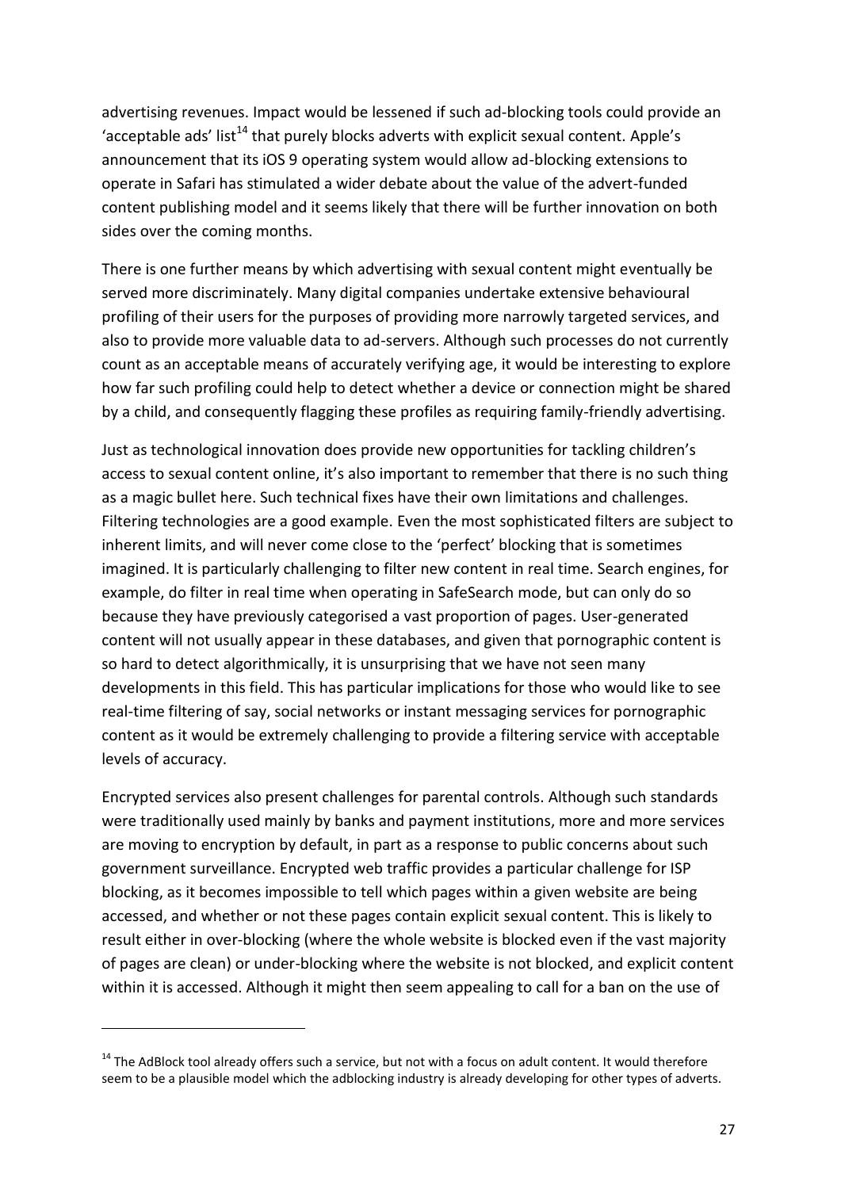advertising revenues. Impact would be lessened if such ad-blocking tools could provide an 'acceptable ads' list[14] that purely blocks adverts with explicit sexual content. Apple's announcement that its iOS 9 operating system would allow ad-blocking extensions to operate in Safari has stimulated a wider debate about the value of the advert-funded content publishing model and it seems likely that there will be further innovation on both sides over the coming months.

There is one further means by which advertising with sexual content might eventually be served more discriminately. Many digital companies undertake extensive behavioural profiling of their users for the purposes of providing more narrowly targeted services, and also to provide more valuable data to ad-servers. Although such processes do not currently count as an acceptable means of accurately verifying age, it would be interesting to explore how far such profiling could help to detect whether a device or connection might be shared by a child, and consequently flagging these profiles as requiring family-friendly advertising.

Just as technological innovation does provide new opportunities for tackling children's access to sexual content online, it's also important to remember that there is no such thing as a magic bullet here. Such technical fixes have their own limitations and challenges. Filtering technologies are a good example. Even the most sophisticated filters are subject to inherent limits, and will never come close to the 'perfect' blocking that is sometimes imagined. It is particularly challenging to filter new content in real time. Search engines, for example, do filter in real time when operating in SafeSearch mode, but can only do so because they have previously categorised a vast proportion of pages. User-generated content will not usually appear in these databases, and given that pornographic content is so hard to detect algorithmically, it is unsurprising that we have not seen many developments in this field. This has particular implications for those who would like to see real-time filtering of say, social networks or instant messaging services for pornographic content as it would be extremely challenging to provide a filtering service with acceptable levels of accuracy.

Encrypted services also present challenges for parental controls. Although such standards were traditionally used mainly by banks and payment institutions, more and more services are moving to encryption by default, in part as a response to public concerns about such government surveillance. Encrypted web traffic provides a particular challenge for ISP blocking, as it becomes impossible to tell which pages within a given website are being accessed, and whether or not these pages contain explicit sexual content. This is likely to result either in over-blocking (where the whole website is blocked even if the vast majority of pages are clean) or under-blocking where the website is not blocked, and explicit content within it is accessed. Although it might then seem appealing to call for a ban on the use of

---

[14] The AdBlock tool already offers such a service, but not with a focus on adult content. It would therefore seem to be a plausible model which the adblocking industry is already developing for other types of adverts.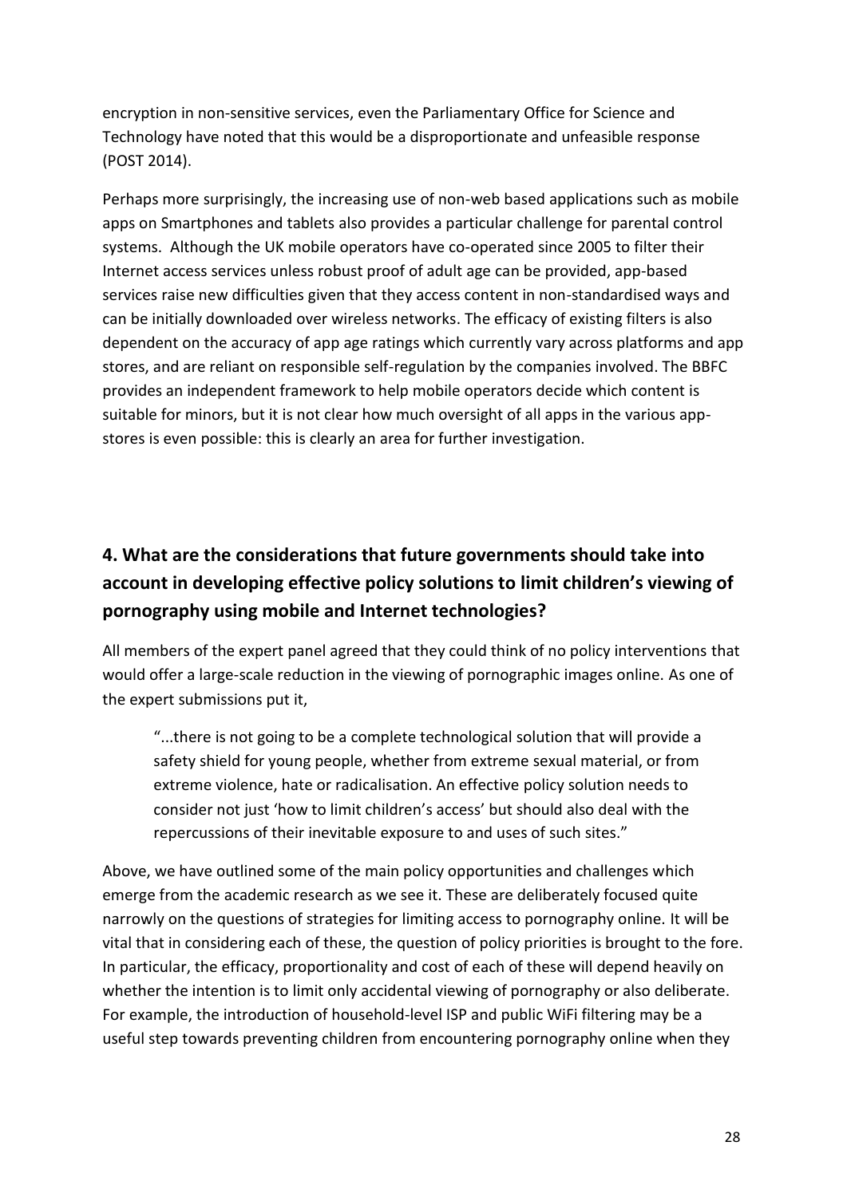encryption in non-sensitive services, even the Parliamentary Office for Science and Technology have noted that this would be a disproportionate and unfeasible response (POST 2014).

Perhaps more surprisingly, the increasing use of non-web based applications such as mobile apps on Smartphones and tablets also provides a particular challenge for parental control systems. Although the UK mobile operators have co-operated since 2005 to filter their Internet access services unless robust proof of adult age can be provided, app-based services raise new difficulties given that they access content in non-standardised ways and can be initially downloaded over wireless networks. The efficacy of existing filters is also dependent on the accuracy of app age ratings which currently vary across platforms and app stores, and are reliant on responsible self-regulation by the companies involved. The BBFC provides an independent framework to help mobile operators decide which content is suitable for minors, but it is not clear how much oversight of all apps in the various app-stores is even possible: this is clearly an area for further investigation.

## 4. What are the considerations that future governments should take into account in developing effective policy solutions to limit children's viewing of pornography using mobile and Internet technologies?

All members of the expert panel agreed that they could think of no policy interventions that would offer a large-scale reduction in the viewing of pornographic images online. As one of the expert submissions put it,

> "...there is not going to be a complete technological solution that will provide a safety shield for young people, whether from extreme sexual material, or from extreme violence, hate or radicalisation. An effective policy solution needs to consider not just 'how to limit children's access' but should also deal with the repercussions of their inevitable exposure to and uses of such sites."

Above, we have outlined some of the main policy opportunities and challenges which emerge from the academic research as we see it. These are deliberately focused quite narrowly on the questions of strategies for limiting access to pornography online. It will be vital that in considering each of these, the question of policy priorities is brought to the fore. In particular, the efficacy, proportionality and cost of each of these will depend heavily on whether the intention is to limit only accidental viewing of pornography or also deliberate. For example, the introduction of household-level ISP and public WiFi filtering may be a useful step towards preventing children from encountering pornography online when they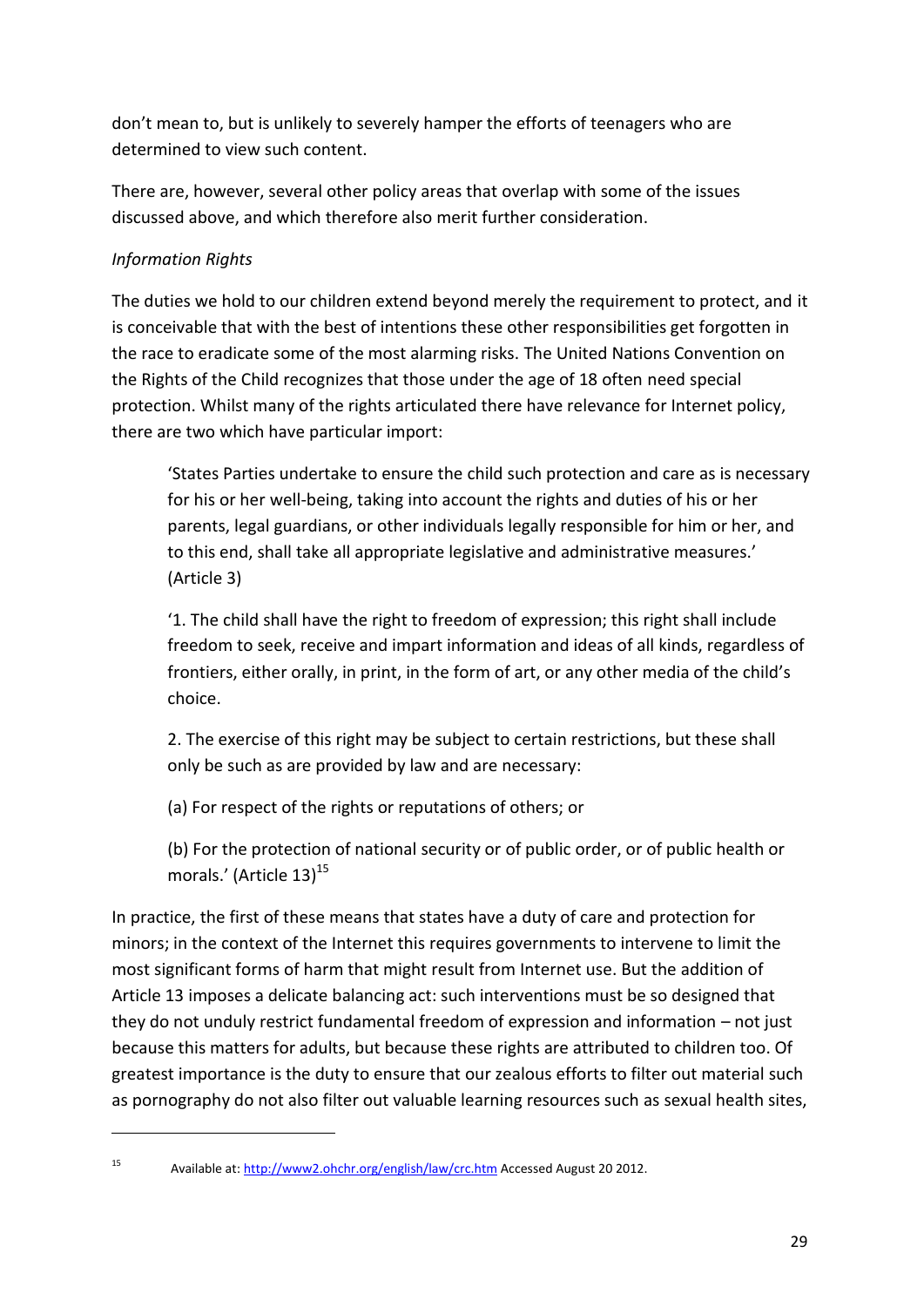don't mean to, but is unlikely to severely hamper the efforts of teenagers who are determined to view such content.

There are, however, several other policy areas that overlap with some of the issues discussed above, and which therefore also merit further consideration.

*Information Rights*

The duties we hold to our children extend beyond merely the requirement to protect, and it is conceivable that with the best of intentions these other responsibilities get forgotten in the race to eradicate some of the most alarming risks. The United Nations Convention on the Rights of the Child recognizes that those under the age of 18 often need special protection. Whilst many of the rights articulated there have relevance for Internet policy, there are two which have particular import:

> 'States Parties undertake to ensure the child such protection and care as is necessary for his or her well-being, taking into account the rights and duties of his or her parents, legal guardians, or other individuals legally responsible for him or her, and to this end, shall take all appropriate legislative and administrative measures.' (Article 3)
>
> '1. The child shall have the right to freedom of expression; this right shall include freedom to seek, receive and impart information and ideas of all kinds, regardless of frontiers, either orally, in print, in the form of art, or any other media of the child's choice.
>
> 2. The exercise of this right may be subject to certain restrictions, but these shall only be such as are provided by law and are necessary:
>
> (a) For respect of the rights or reputations of others; or
>
> (b) For the protection of national security or of public order, or of public health or morals.' (Article 13)[15]

In practice, the first of these means that states have a duty of care and protection for minors; in the context of the Internet this requires governments to intervene to limit the most significant forms of harm that might result from Internet use. But the addition of Article 13 imposes a delicate balancing act: such interventions must be so designed that they do not unduly restrict fundamental freedom of expression and information – not just because this matters for adults, but because these rights are attributed to children too. Of greatest importance is the duty to ensure that our zealous efforts to filter out material such as pornography do not also filter out valuable learning resources such as sexual health sites,

---

[15] Available at: http://www2.ohchr.org/english/law/crc.htm Accessed August 20 2012.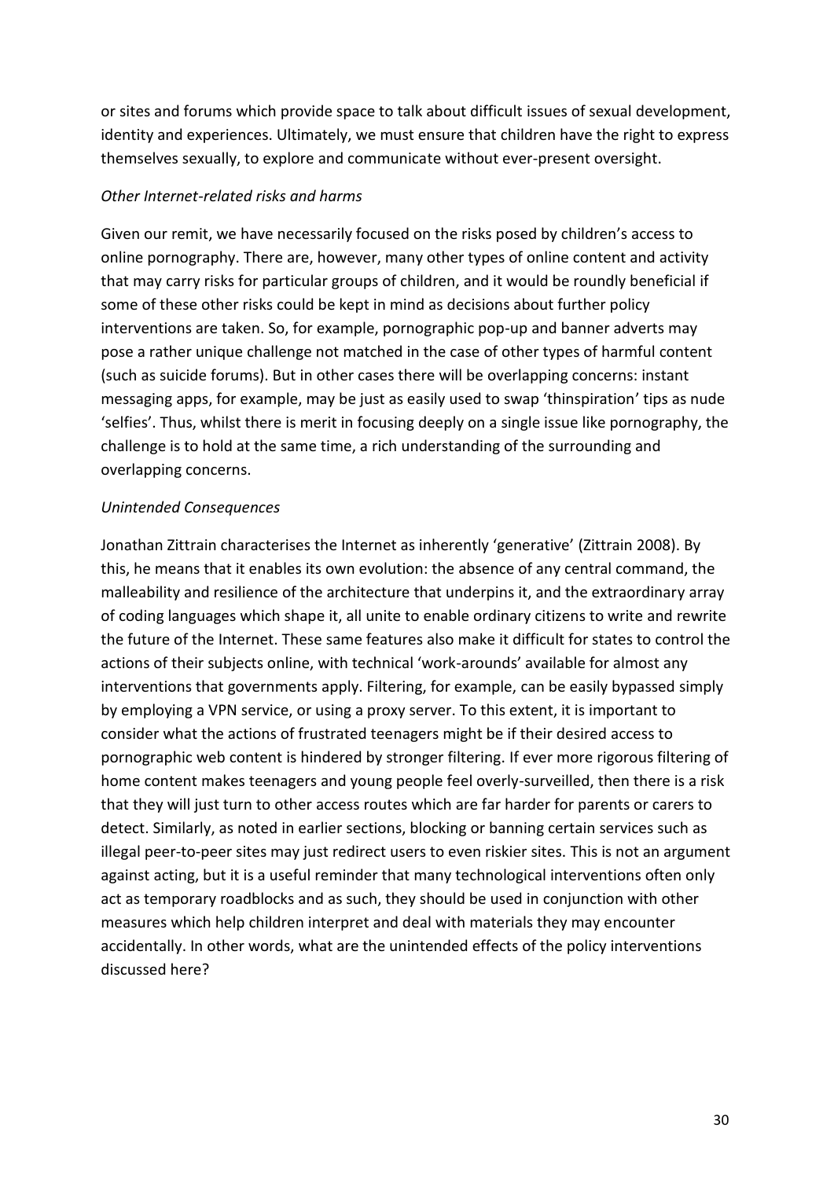or sites and forums which provide space to talk about difficult issues of sexual development, identity and experiences. Ultimately, we must ensure that children have the right to express themselves sexually, to explore and communicate without ever-present oversight.

*Other Internet-related risks and harms*

Given our remit, we have necessarily focused on the risks posed by children's access to online pornography. There are, however, many other types of online content and activity that may carry risks for particular groups of children, and it would be roundly beneficial if some of these other risks could be kept in mind as decisions about further policy interventions are taken. So, for example, pornographic pop-up and banner adverts may pose a rather unique challenge not matched in the case of other types of harmful content (such as suicide forums). But in other cases there will be overlapping concerns: instant messaging apps, for example, may be just as easily used to swap 'thinspiration' tips as nude 'selfies'. Thus, whilst there is merit in focusing deeply on a single issue like pornography, the challenge is to hold at the same time, a rich understanding of the surrounding and overlapping concerns.

*Unintended Consequences*

Jonathan Zittrain characterises the Internet as inherently 'generative' (Zittrain 2008). By this, he means that it enables its own evolution: the absence of any central command, the malleability and resilience of the architecture that underpins it, and the extraordinary array of coding languages which shape it, all unite to enable ordinary citizens to write and rewrite the future of the Internet. These same features also make it difficult for states to control the actions of their subjects online, with technical 'work-arounds' available for almost any interventions that governments apply. Filtering, for example, can be easily bypassed simply by employing a VPN service, or using a proxy server. To this extent, it is important to consider what the actions of frustrated teenagers might be if their desired access to pornographic web content is hindered by stronger filtering. If ever more rigorous filtering of home content makes teenagers and young people feel overly-surveilled, then there is a risk that they will just turn to other access routes which are far harder for parents or carers to detect. Similarly, as noted in earlier sections, blocking or banning certain services such as illegal peer-to-peer sites may just redirect users to even riskier sites. This is not an argument against acting, but it is a useful reminder that many technological interventions often only act as temporary roadblocks and as such, they should be used in conjunction with other measures which help children interpret and deal with materials they may encounter accidentally. In other words, what are the unintended effects of the policy interventions discussed here?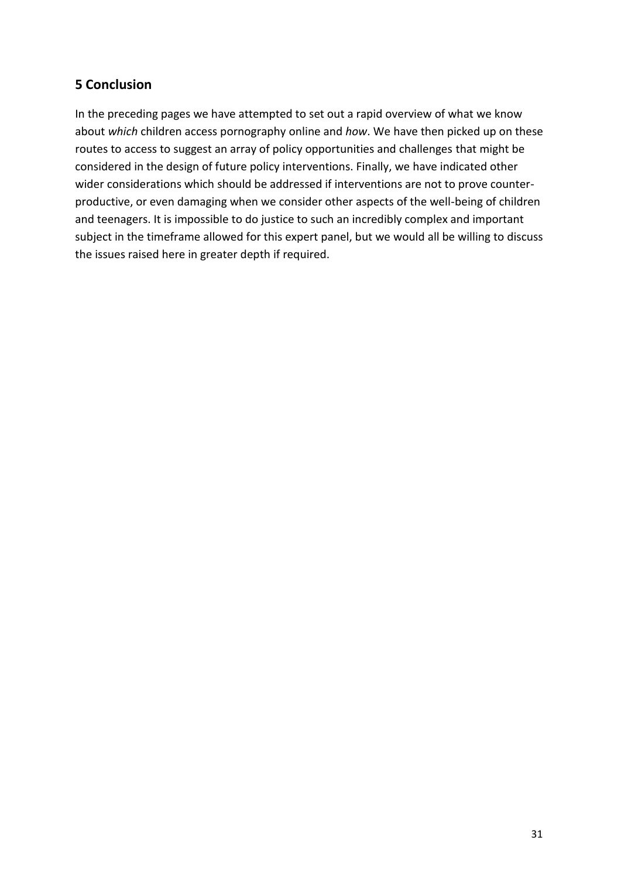## 5 Conclusion

In the preceding pages we have attempted to set out a rapid overview of what we know about *which* children access pornography online and *how*. We have then picked up on these routes to access to suggest an array of policy opportunities and challenges that might be considered in the design of future policy interventions. Finally, we have indicated other wider considerations which should be addressed if interventions are not to prove counter-productive, or even damaging when we consider other aspects of the well-being of children and teenagers. It is impossible to do justice to such an incredibly complex and important subject in the timeframe allowed for this expert panel, but we would all be willing to discuss the issues raised here in greater depth if required.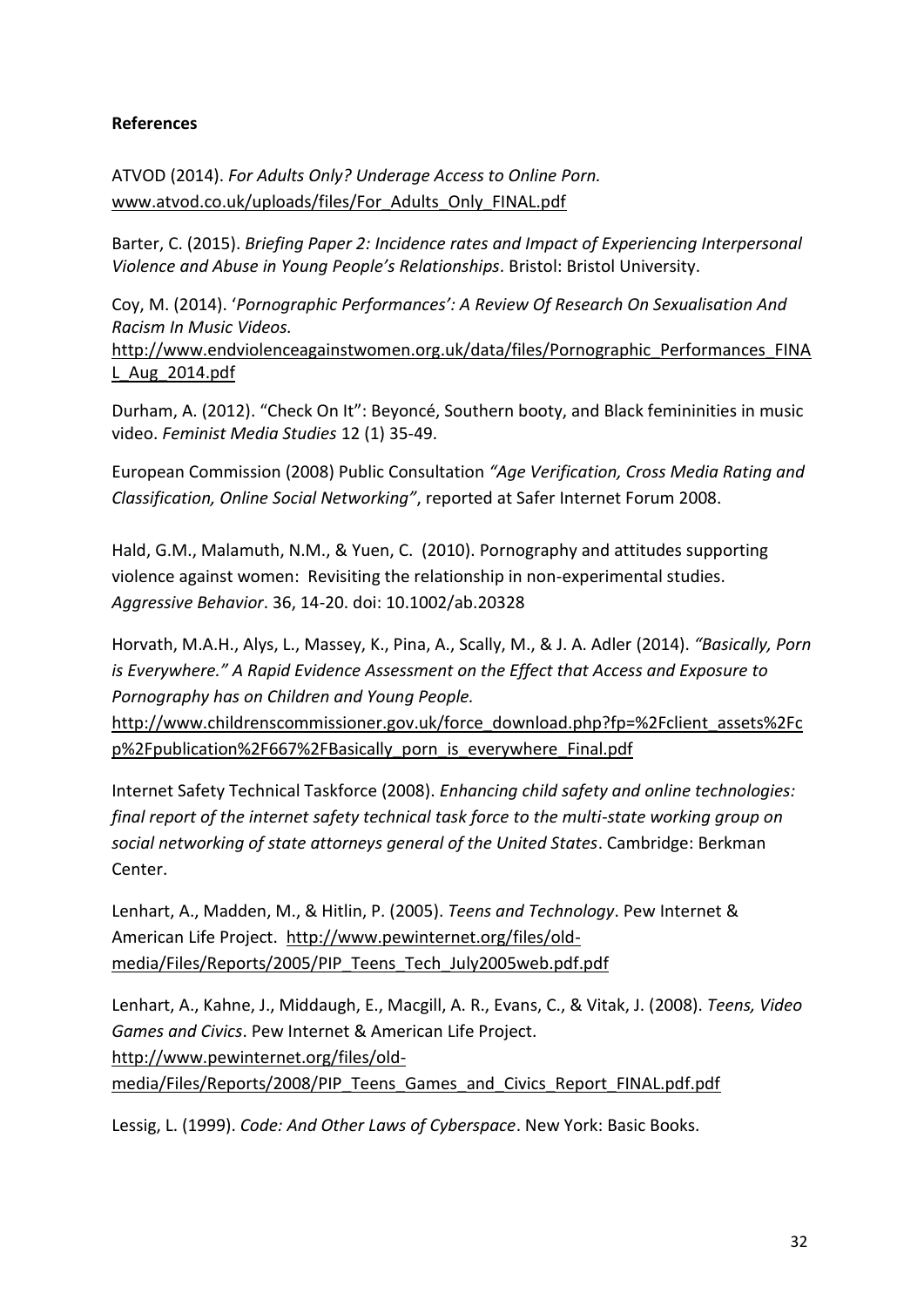**References**

ATVOD (2014). *For Adults Only? Underage Access to Online Porn.* www.atvod.co.uk/uploads/files/For_Adults_Only_FINAL.pdf

Barter, C. (2015). *Briefing Paper 2: Incidence rates and Impact of Experiencing Interpersonal Violence and Abuse in Young People's Relationships*. Bristol: Bristol University.

Coy, M. (2014). '*Pornographic Performances': A Review Of Research On Sexualisation And Racism In Music Videos.* http://www.endviolenceagainstwomen.org.uk/data/files/Pornographic_Performances_FINAL_Aug_2014.pdf

Durham, A. (2012). "Check On It": Beyoncé, Southern booty, and Black femininities in music video. *Feminist Media Studies* 12 (1) 35-49.

European Commission (2008) Public Consultation *"Age Verification, Cross Media Rating and Classification, Online Social Networking"*, reported at Safer Internet Forum 2008.

Hald, G.M., Malamuth, N.M., & Yuen, C. (2010). Pornography and attitudes supporting violence against women: Revisiting the relationship in non-experimental studies. *Aggressive Behavior*. 36, 14-20. doi: 10.1002/ab.20328

Horvath, M.A.H., Alys, L., Massey, K., Pina, A., Scally, M., & J. A. Adler (2014). *"Basically, Porn is Everywhere." A Rapid Evidence Assessment on the Effect that Access and Exposure to Pornography has on Children and Young People.* http://www.childrenscommissioner.gov.uk/force_download.php?fp=%2Fclient_assets%2Fcp%2Fpublication%2F667%2FBasically_porn_is_everywhere_Final.pdf

Internet Safety Technical Taskforce (2008). *Enhancing child safety and online technologies: final report of the internet safety technical task force to the multi-state working group on social networking of state attorneys general of the United States*. Cambridge: Berkman Center.

Lenhart, A., Madden, M., & Hitlin, P. (2005). *Teens and Technology*. Pew Internet & American Life Project. http://www.pewinternet.org/files/old-media/Files/Reports/2005/PIP_Teens_Tech_July2005web.pdf.pdf

Lenhart, A., Kahne, J., Middaugh, E., Macgill, A. R., Evans, C., & Vitak, J. (2008). *Teens, Video Games and Civics*. Pew Internet & American Life Project. http://www.pewinternet.org/files/old-media/Files/Reports/2008/PIP_Teens_Games_and_Civics_Report_FINAL.pdf.pdf

Lessig, L. (1999). *Code: And Other Laws of Cyberspace*. New York: Basic Books.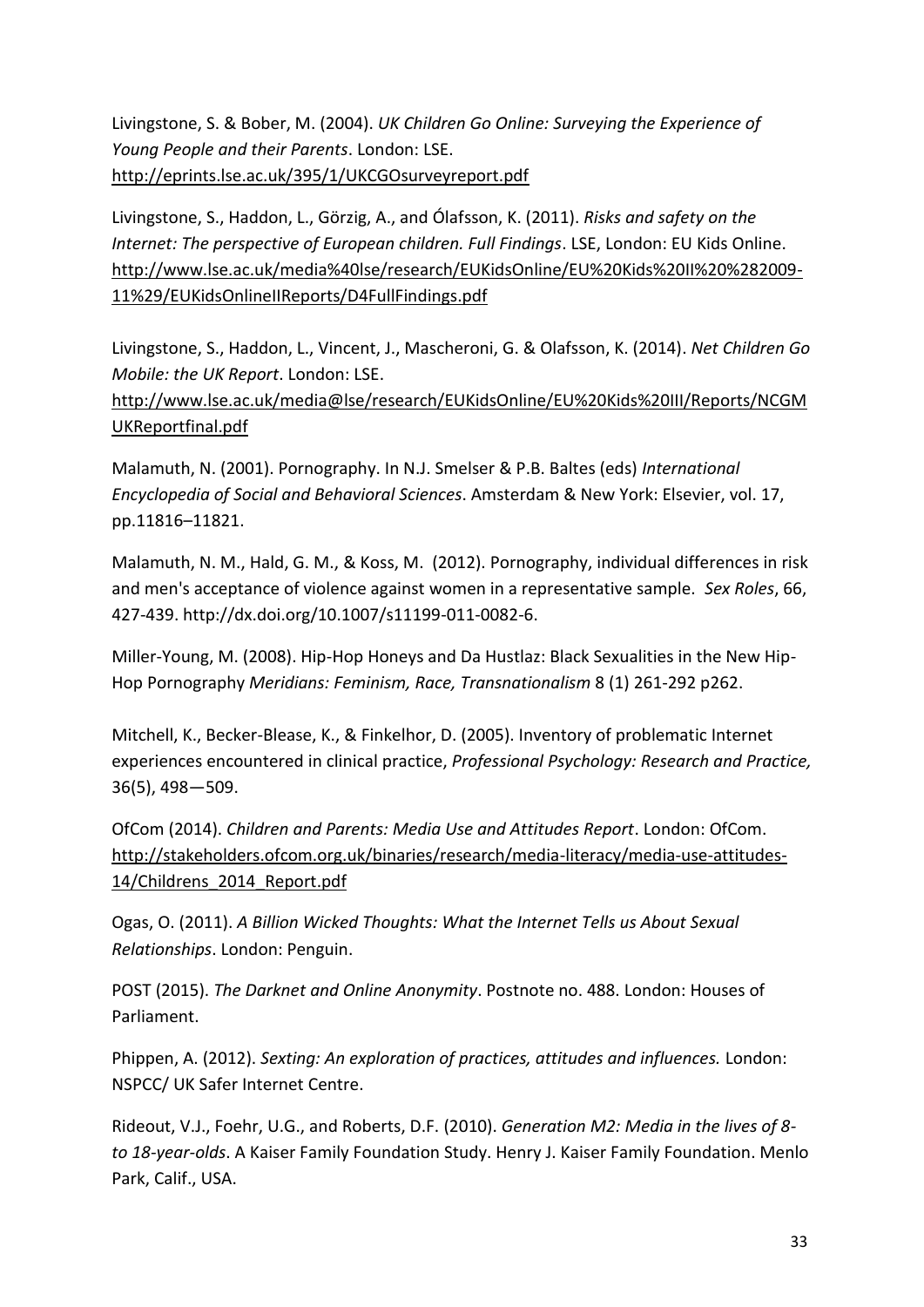Livingstone, S. & Bober, M. (2004). *UK Children Go Online: Surveying the Experience of Young People and their Parents*. London: LSE. http://eprints.lse.ac.uk/395/1/UKCGOsurveyreport.pdf

Livingstone, S., Haddon, L., Görzig, A., and Ólafsson, K. (2011). *Risks and safety on the Internet: The perspective of European children. Full Findings*. LSE, London: EU Kids Online. http://www.lse.ac.uk/media%40lse/research/EUKidsOnline/EU%20Kids%20II%20%282009-11%29/EUKidsOnlineIIReports/D4FullFindings.pdf

Livingstone, S., Haddon, L., Vincent, J., Mascheroni, G. & Olafsson, K. (2014). *Net Children Go Mobile: the UK Report*. London: LSE. http://www.lse.ac.uk/media@lse/research/EUKidsOnline/EU%20Kids%20III/Reports/NCGMUKReportfinal.pdf

Malamuth, N. (2001). Pornography. In N.J. Smelser & P.B. Baltes (eds) *International Encyclopedia of Social and Behavioral Sciences*. Amsterdam & New York: Elsevier, vol. 17, pp.11816–11821.

Malamuth, N. M., Hald, G. M., & Koss, M. (2012). Pornography, individual differences in risk and men's acceptance of violence against women in a representative sample. *Sex Roles*, 66, 427-439. http://dx.doi.org/10.1007/s11199-011-0082-6.

Miller-Young, M. (2008). Hip-Hop Honeys and Da Hustlaz: Black Sexualities in the New Hip-Hop Pornography *Meridians: Feminism, Race, Transnationalism* 8 (1) 261-292 p262.

Mitchell, K., Becker-Blease, K., & Finkelhor, D. (2005). Inventory of problematic Internet experiences encountered in clinical practice, *Professional Psychology: Research and Practice,* 36(5), 498—509.

OfCom (2014). *Children and Parents: Media Use and Attitudes Report*. London: OfCom. http://stakeholders.ofcom.org.uk/binaries/research/media-literacy/media-use-attitudes-14/Childrens_2014_Report.pdf

Ogas, O. (2011). *A Billion Wicked Thoughts: What the Internet Tells us About Sexual Relationships*. London: Penguin.

POST (2015). *The Darknet and Online Anonymity*. Postnote no. 488. London: Houses of Parliament.

Phippen, A. (2012). *Sexting: An exploration of practices, attitudes and influences.* London: NSPCC/ UK Safer Internet Centre.

Rideout, V.J., Foehr, U.G., and Roberts, D.F. (2010). *Generation M2: Media in the lives of 8- to 18-year-olds*. A Kaiser Family Foundation Study. Henry J. Kaiser Family Foundation. Menlo Park, Calif., USA.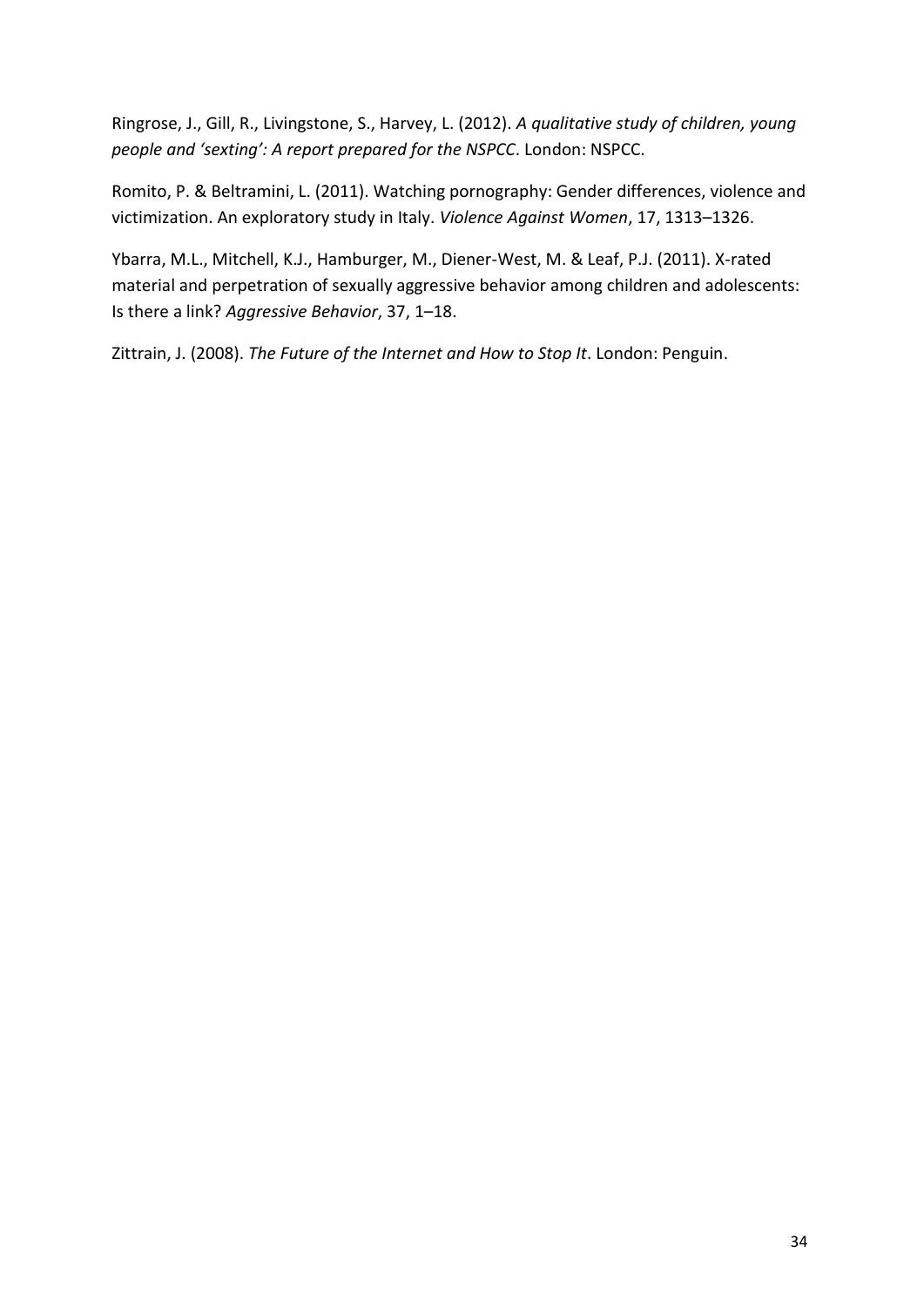Ringrose, J., Gill, R., Livingstone, S., Harvey, L. (2012). *A qualitative study of children, young people and 'sexting': A report prepared for the NSPCC*. London: NSPCC.

Romito, P. & Beltramini, L. (2011). Watching pornography: Gender differences, violence and victimization. An exploratory study in Italy. *Violence Against Women*, 17, 1313–1326.

Ybarra, M.L., Mitchell, K.J., Hamburger, M., Diener-West, M. & Leaf, P.J. (2011). X-rated material and perpetration of sexually aggressive behavior among children and adolescents: Is there a link? *Aggressive Behavior*, 37, 1–18.

Zittrain, J. (2008). *The Future of the Internet and How to Stop It*. London: Penguin.